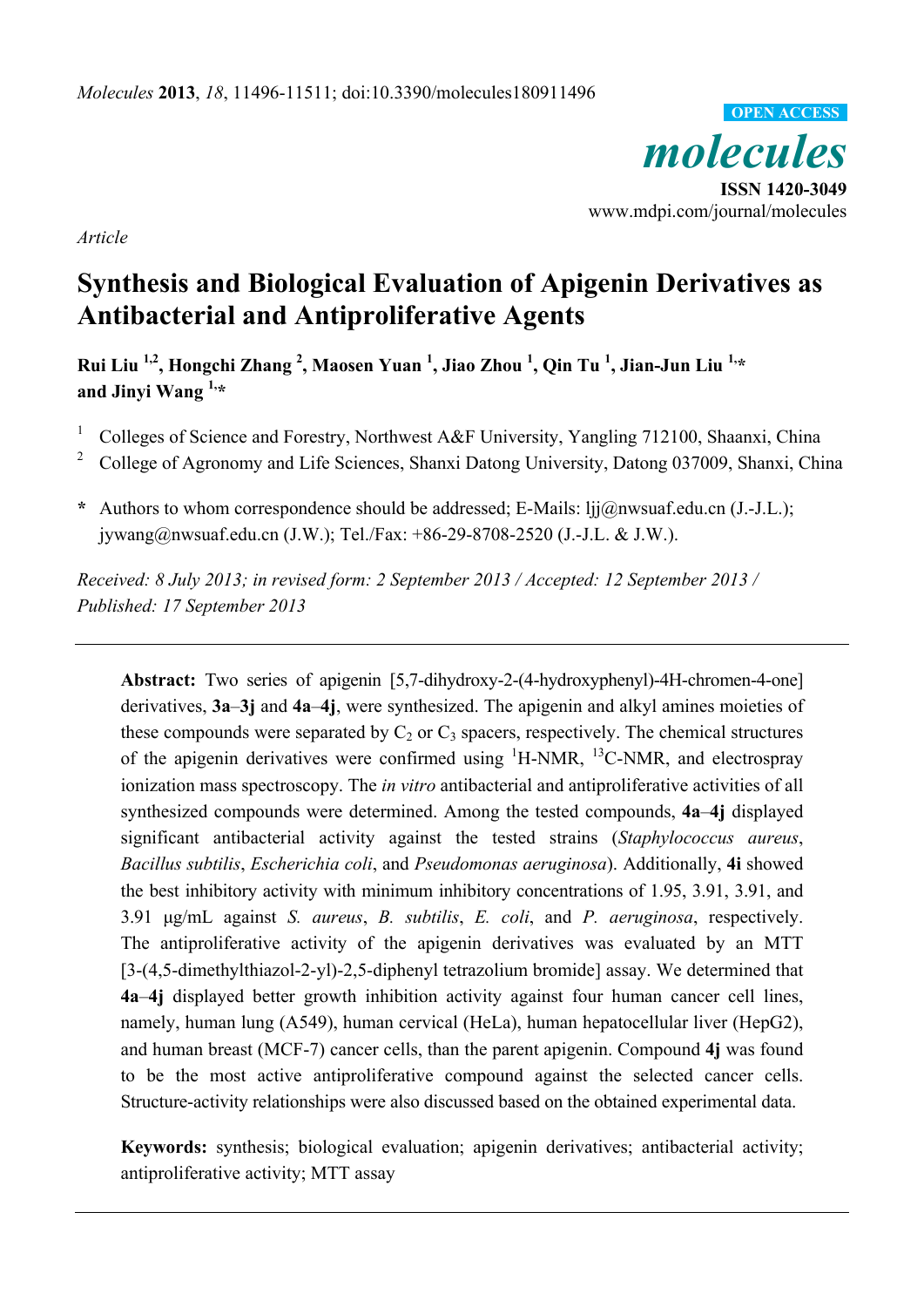*Article*

# Synthesis and Biological Evaluation of Apigenin Derivatives as Antibacterial and Antiproliferative Agents

**Rui Liu [1,2], Hongchi Zhang [2], Maosen Yuan [1], Jiao Zhou [1], Qin Tu [1], Jian-Jun Liu [1,*] and Jinyi Wang [1,*]**

[1] Colleges of Science and Forestry, Northwest A&F University, Yangling 712100, Shaanxi, China

[2] College of Agronomy and Life Sciences, Shanxi Datong University, Datong 037009, Shanxi, China

**\*** Authors to whom correspondence should be addressed; E-Mails: ljj@nwsuaf.edu.cn (J.-J.L.); jywang@nwsuaf.edu.cn (J.W.); Tel./Fax: +86-29-8708-2520 (J.-J.L. & J.W.).

*Received: 8 July 2013; in revised form: 2 September 2013 / Accepted: 12 September 2013 / Published: 17 September 2013*

---

**Abstract:** Two series of apigenin [5,7-dihydroxy-2-(4-hydroxyphenyl)-4H-chromen-4-one] derivatives, **3a**–**3j** and **4a**–**4j**, were synthesized. The apigenin and alkyl amines moieties of these compounds were separated by $C_2$ or $C_3$ spacers, respectively. The chemical structures of the apigenin derivatives were confirmed using $^1$H-NMR, $^{13}$C-NMR, and electrospray ionization mass spectroscopy. The *in vitro* antibacterial and antiproliferative activities of all synthesized compounds were determined. Among the tested compounds, **4a**–**4j** displayed significant antibacterial activity against the tested strains (*Staphylococcus aureus*, *Bacillus subtilis*, *Escherichia coli*, and *Pseudomonas aeruginosa*). Additionally, **4i** showed the best inhibitory activity with minimum inhibitory concentrations of 1.95, 3.91, 3.91, and 3.91 μg/mL against *S. aureus*, *B. subtilis*, *E. coli*, and *P. aeruginosa*, respectively. The antiproliferative activity of the apigenin derivatives was evaluated by an MTT [3-(4,5-dimethylthiazol-2-yl)-2,5-diphenyl tetrazolium bromide] assay. We determined that **4a**–**4j** displayed better growth inhibition activity against four human cancer cell lines, namely, human lung (A549), human cervical (HeLa), human hepatocellular liver (HepG2), and human breast (MCF-7) cancer cells, than the parent apigenin. Compound **4j** was found to be the most active antiproliferative compound against the selected cancer cells. Structure-activity relationships were also discussed based on the obtained experimental data.

**Keywords:** synthesis; biological evaluation; apigenin derivatives; antibacterial activity; antiproliferative activity; MTT assay

---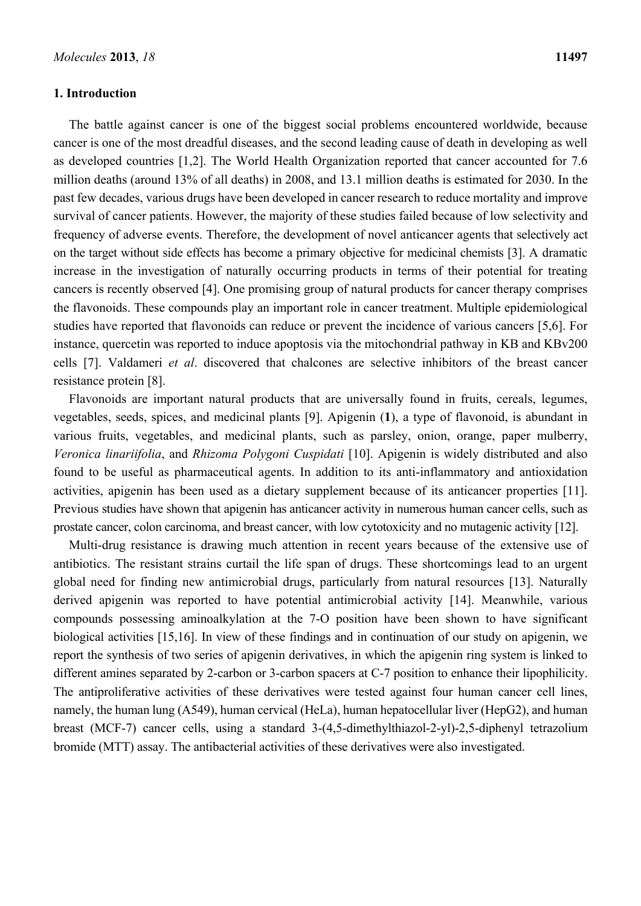## 1. Introduction

The battle against cancer is one of the biggest social problems encountered worldwide, because cancer is one of the most dreadful diseases, and the second leading cause of death in developing as well as developed countries [1,2]. The World Health Organization reported that cancer accounted for 7.6 million deaths (around 13% of all deaths) in 2008, and 13.1 million deaths is estimated for 2030. In the past few decades, various drugs have been developed in cancer research to reduce mortality and improve survival of cancer patients. However, the majority of these studies failed because of low selectivity and frequency of adverse events. Therefore, the development of novel anticancer agents that selectively act on the target without side effects has become a primary objective for medicinal chemists [3]. A dramatic increase in the investigation of naturally occurring products in terms of their potential for treating cancers is recently observed [4]. One promising group of natural products for cancer therapy comprises the flavonoids. These compounds play an important role in cancer treatment. Multiple epidemiological studies have reported that flavonoids can reduce or prevent the incidence of various cancers [5,6]. For instance, quercetin was reported to induce apoptosis via the mitochondrial pathway in KB and KBv200 cells [7]. Valdameri *et al*. discovered that chalcones are selective inhibitors of the breast cancer resistance protein [8].

Flavonoids are important natural products that are universally found in fruits, cereals, legumes, vegetables, seeds, spices, and medicinal plants [9]. Apigenin (**1**), a type of flavonoid, is abundant in various fruits, vegetables, and medicinal plants, such as parsley, onion, orange, paper mulberry, *Veronica linariifolia*, and *Rhizoma Polygoni Cuspidati* [10]. Apigenin is widely distributed and also found to be useful as pharmaceutical agents. In addition to its anti-inflammatory and antioxidation activities, apigenin has been used as a dietary supplement because of its anticancer properties [11]. Previous studies have shown that apigenin has anticancer activity in numerous human cancer cells, such as prostate cancer, colon carcinoma, and breast cancer, with low cytotoxicity and no mutagenic activity [12].

Multi-drug resistance is drawing much attention in recent years because of the extensive use of antibiotics. The resistant strains curtail the life span of drugs. These shortcomings lead to an urgent global need for finding new antimicrobial drugs, particularly from natural resources [13]. Naturally derived apigenin was reported to have potential antimicrobial activity [14]. Meanwhile, various compounds possessing aminoalkylation at the 7-O position have been shown to have significant biological activities [15,16]. In view of these findings and in continuation of our study on apigenin, we report the synthesis of two series of apigenin derivatives, in which the apigenin ring system is linked to different amines separated by 2-carbon or 3-carbon spacers at C-7 position to enhance their lipophilicity. The antiproliferative activities of these derivatives were tested against four human cancer cell lines, namely, the human lung (A549), human cervical (HeLa), human hepatocellular liver (HepG2), and human breast (MCF-7) cancer cells, using a standard 3-(4,5-dimethylthiazol-2-yl)-2,5-diphenyl tetrazolium bromide (MTT) assay. The antibacterial activities of these derivatives were also investigated.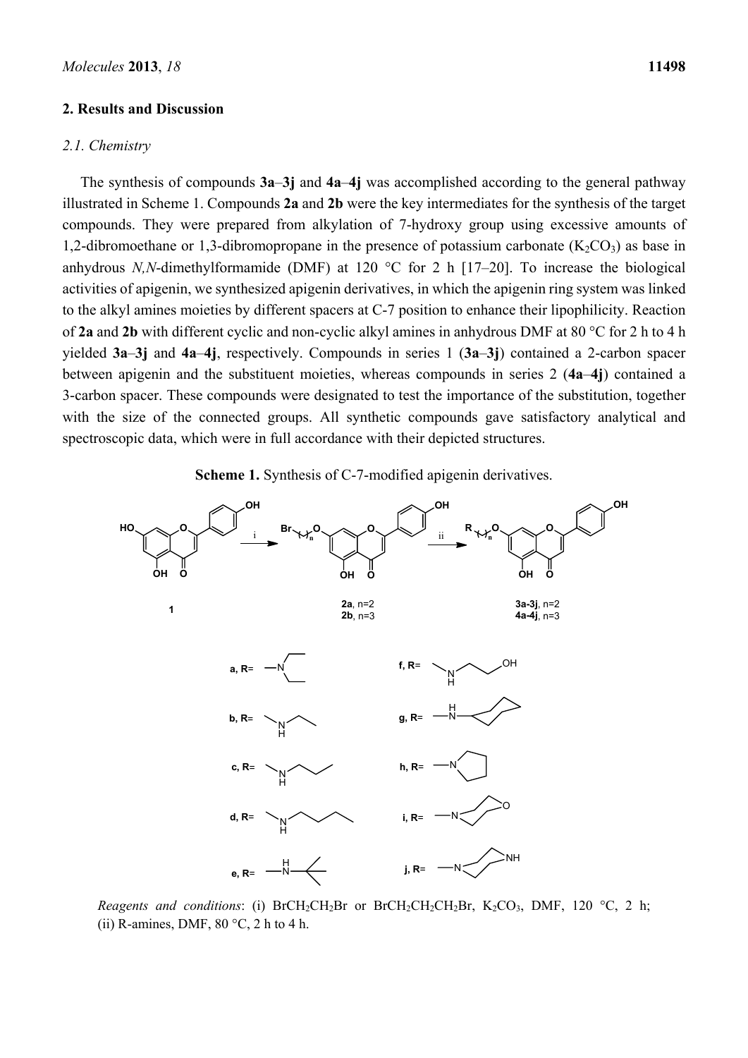## 2. Results and Discussion

### *2.1. Chemistry*

The synthesis of compounds **3a**–**3j** and **4a**–**4j** was accomplished according to the general pathway illustrated in Scheme 1. Compounds **2a** and **2b** were the key intermediates for the synthesis of the target compounds. They were prepared from alkylation of 7-hydroxy group using excessive amounts of 1,2-dibromoethane or 1,3-dibromopropane in the presence of potassium carbonate ($K_2CO_3$) as base in anhydrous *N,N*-dimethylformamide (DMF) at 120 °C for 2 h [17–20]. To increase the biological activities of apigenin, we synthesized apigenin derivatives, in which the apigenin ring system was linked to the alkyl amines moieties by different spacers at C-7 position to enhance their lipophilicity. Reaction of **2a** and **2b** with different cyclic and non-cyclic alkyl amines in anhydrous DMF at 80 °C for 2 h to 4 h yielded **3a**–**3j** and **4a**–**4j**, respectively. Compounds in series 1 (**3a**–**3j**) contained a 2-carbon spacer between apigenin and the substituent moieties, whereas compounds in series 2 (**4a**–**4j**) contained a 3-carbon spacer. These compounds were designated to test the importance of the substitution, together with the size of the connected groups. All synthetic compounds gave satisfactory analytical and spectroscopic data, which were in full accordance with their depicted structures.

**Scheme 1.** Synthesis of C-7-modified apigenin derivatives.

*Reagents and conditions*: (i) $BrCH_2CH_2Br$ or $BrCH_2CH_2CH_2Br$, $K_2CO_3$, DMF, 120 °C, 2 h; (ii) R-amines, DMF, 80 °C, 2 h to 4 h.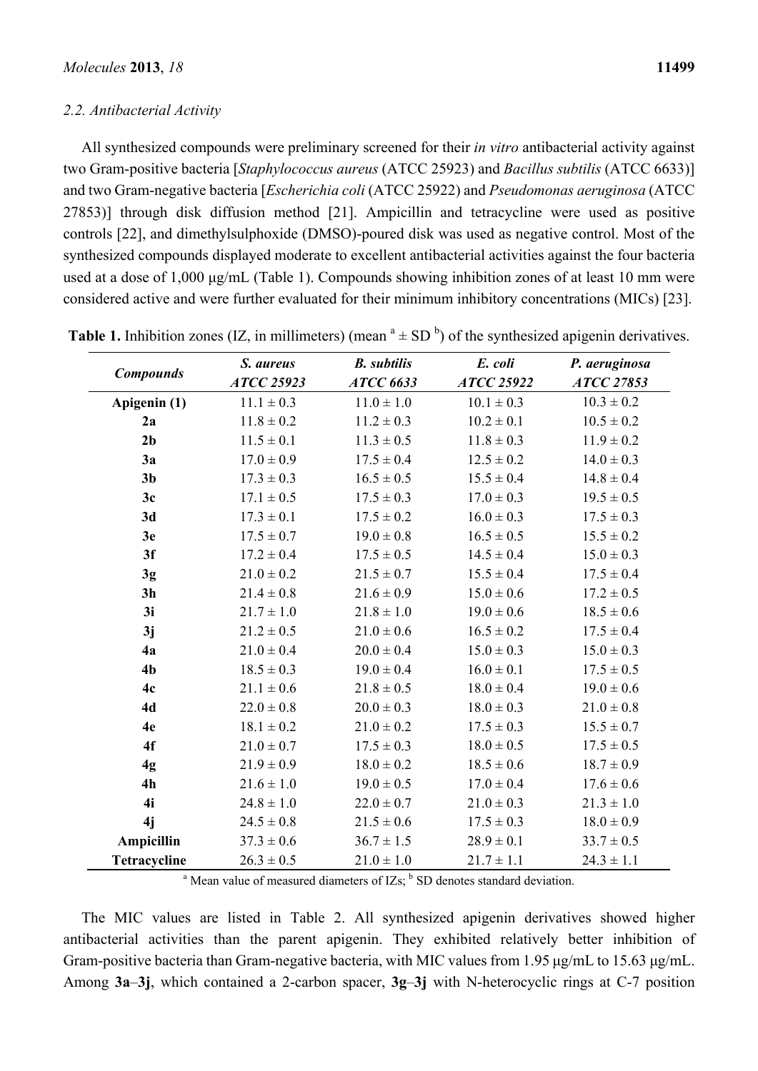### 2.2. Antibacterial Activity

All synthesized compounds were preliminary screened for their *in vitro* antibacterial activity against two Gram-positive bacteria [*Staphylococcus aureus* (ATCC 25923) and *Bacillus subtilis* (ATCC 6633)] and two Gram-negative bacteria [*Escherichia coli* (ATCC 25922) and *Pseudomonas aeruginosa* (ATCC 27853)] through disk diffusion method [21]. Ampicillin and tetracycline were used as positive controls [22], and dimethylsulphoxide (DMSO)-poured disk was used as negative control. Most of the synthesized compounds displayed moderate to excellent antibacterial activities against the four bacteria used at a dose of 1,000 μg/mL (Table 1). Compounds showing inhibition zones of at least 10 mm were considered active and were further evaluated for their minimum inhibitory concentrations (MICs) [23].

**Table 1.** Inhibition zones (IZ, in millimeters) (mean [a] ± SD [b]) of the synthesized apigenin derivatives.

| *Compounds* | ***S. aureus*** *ATCC 25923* | ***B. subtilis*** *ATCC 6633* | ***E. coli*** *ATCC 25922* | ***P. aeruginosa*** *ATCC 27853* |
|---|---|---|---|---|
| **Apigenin (1)** | 11.1 ± 0.3 | 11.0 ± 1.0 | 10.1 ± 0.3 | 10.3 ± 0.2 |
| **2a** | 11.8 ± 0.2 | 11.2 ± 0.3 | 10.2 ± 0.1 | 10.5 ± 0.2 |
| **2b** | 11.5 ± 0.1 | 11.3 ± 0.5 | 11.8 ± 0.3 | 11.9 ± 0.2 |
| **3a** | 17.0 ± 0.9 | 17.5 ± 0.4 | 12.5 ± 0.2 | 14.0 ± 0.3 |
| **3b** | 17.3 ± 0.3 | 16.5 ± 0.5 | 15.5 ± 0.4 | 14.8 ± 0.4 |
| **3c** | 17.1 ± 0.5 | 17.5 ± 0.3 | 17.0 ± 0.3 | 19.5 ± 0.5 |
| **3d** | 17.3 ± 0.1 | 17.5 ± 0.2 | 16.0 ± 0.3 | 17.5 ± 0.3 |
| **3e** | 17.5 ± 0.7 | 19.0 ± 0.8 | 16.5 ± 0.5 | 15.5 ± 0.2 |
| **3f** | 17.2 ± 0.4 | 17.5 ± 0.5 | 14.5 ± 0.4 | 15.0 ± 0.3 |
| **3g** | 21.0 ± 0.2 | 21.5 ± 0.7 | 15.5 ± 0.4 | 17.5 ± 0.4 |
| **3h** | 21.4 ± 0.8 | 21.6 ± 0.9 | 15.0 ± 0.6 | 17.2 ± 0.5 |
| **3i** | 21.7 ± 1.0 | 21.8 ± 1.0 | 19.0 ± 0.6 | 18.5 ± 0.6 |
| **3j** | 21.2 ± 0.5 | 21.0 ± 0.6 | 16.5 ± 0.2 | 17.5 ± 0.4 |
| **4a** | 21.0 ± 0.4 | 20.0 ± 0.4 | 15.0 ± 0.3 | 15.0 ± 0.3 |
| **4b** | 18.5 ± 0.3 | 19.0 ± 0.4 | 16.0 ± 0.1 | 17.5 ± 0.5 |
| **4c** | 21.1 ± 0.6 | 21.8 ± 0.5 | 18.0 ± 0.4 | 19.0 ± 0.6 |
| **4d** | 22.0 ± 0.8 | 20.0 ± 0.3 | 18.0 ± 0.3 | 21.0 ± 0.8 |
| **4e** | 18.1 ± 0.2 | 21.0 ± 0.2 | 17.5 ± 0.3 | 15.5 ± 0.7 |
| **4f** | 21.0 ± 0.7 | 17.5 ± 0.3 | 18.0 ± 0.5 | 17.5 ± 0.5 |
| **4g** | 21.9 ± 0.9 | 18.0 ± 0.2 | 18.5 ± 0.6 | 18.7 ± 0.9 |
| **4h** | 21.6 ± 1.0 | 19.0 ± 0.5 | 17.0 ± 0.4 | 17.6 ± 0.6 |
| **4i** | 24.8 ± 1.0 | 22.0 ± 0.7 | 21.0 ± 0.3 | 21.3 ± 1.0 |
| **4j** | 24.5 ± 0.8 | 21.5 ± 0.6 | 17.5 ± 0.3 | 18.0 ± 0.9 |
| **Ampicillin** | 37.3 ± 0.6 | 36.7 ± 1.5 | 28.9 ± 0.1 | 33.7 ± 0.5 |
| **Tetracycline** | 26.3 ± 0.5 | 21.0 ± 1.0 | 21.7 ± 1.1 | 24.3 ± 1.1 |

[a] Mean value of measured diameters of IZs; [b] SD denotes standard deviation.

The MIC values are listed in Table 2. All synthesized apigenin derivatives showed higher antibacterial activities than the parent apigenin. They exhibited relatively better inhibition of Gram-positive bacteria than Gram-negative bacteria, with MIC values from 1.95 μg/mL to 15.63 μg/mL. Among **3a**–**3j**, which contained a 2-carbon spacer, **3g**–**3j** with N-heterocyclic rings at C-7 position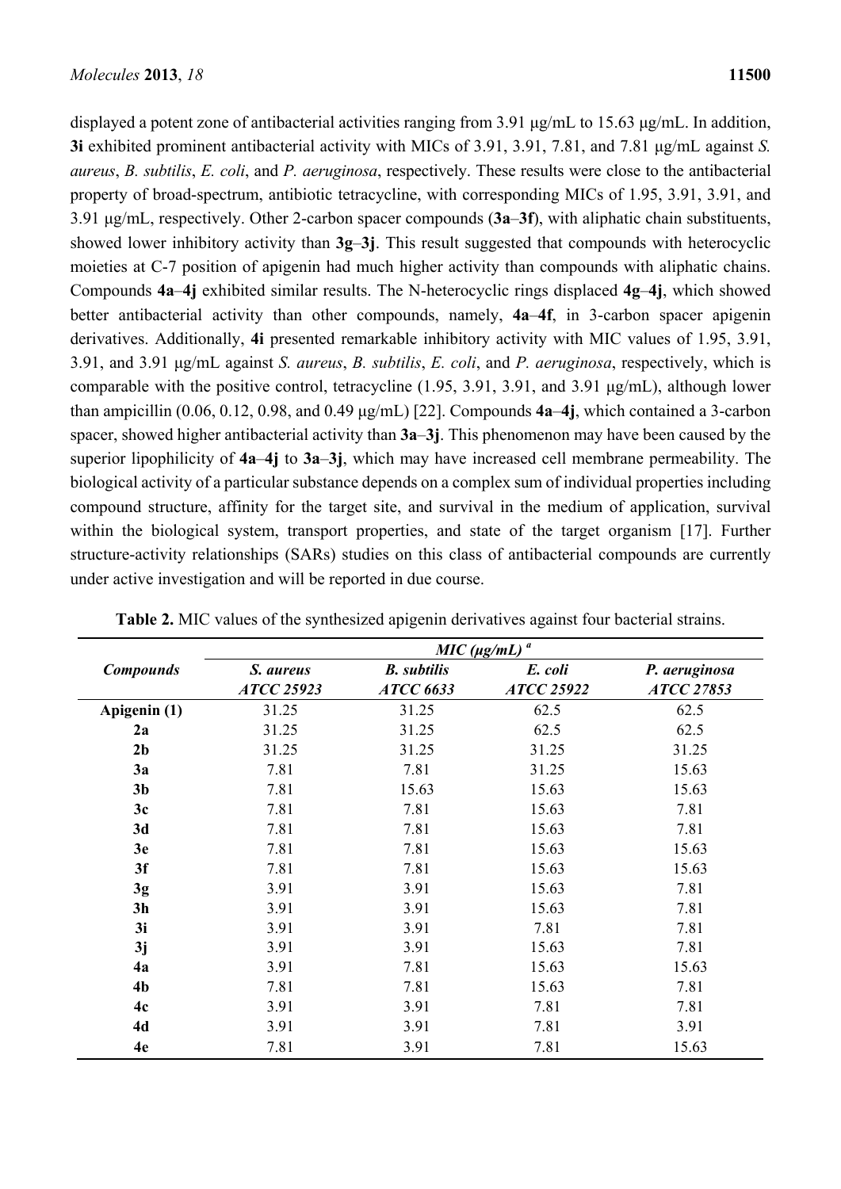displayed a potent zone of antibacterial activities ranging from 3.91 μg/mL to 15.63 μg/mL. In addition, **3i** exhibited prominent antibacterial activity with MICs of 3.91, 3.91, 7.81, and 7.81 μg/mL against *S. aureus*, *B. subtilis*, *E. coli*, and *P. aeruginosa*, respectively. These results were close to the antibacterial property of broad-spectrum, antibiotic tetracycline, with corresponding MICs of 1.95, 3.91, 3.91, and 3.91 μg/mL, respectively. Other 2-carbon spacer compounds (**3a**–**3f**), with aliphatic chain substituents, showed lower inhibitory activity than **3g**–**3j**. This result suggested that compounds with heterocyclic moieties at C-7 position of apigenin had much higher activity than compounds with aliphatic chains. Compounds **4a**–**4j** exhibited similar results. The N-heterocyclic rings displaced **4g**–**4j**, which showed better antibacterial activity than other compounds, namely, **4a**–**4f**, in 3-carbon spacer apigenin derivatives. Additionally, **4i** presented remarkable inhibitory activity with MIC values of 1.95, 3.91, 3.91, and 3.91 μg/mL against *S. aureus*, *B. subtilis*, *E. coli*, and *P. aeruginosa*, respectively, which is comparable with the positive control, tetracycline (1.95, 3.91, 3.91, and 3.91 μg/mL), although lower than ampicillin (0.06, 0.12, 0.98, and 0.49 μg/mL) [22]. Compounds **4a**–**4j**, which contained a 3-carbon spacer, showed higher antibacterial activity than **3a**–**3j**. This phenomenon may have been caused by the superior lipophilicity of **4a**–**4j** to **3a**–**3j**, which may have increased cell membrane permeability. The biological activity of a particular substance depends on a complex sum of individual properties including compound structure, affinity for the target site, and survival in the medium of application, survival within the biological system, transport properties, and state of the target organism [17]. Further structure-activity relationships (SARs) studies on this class of antibacterial compounds are currently under active investigation and will be reported in due course.

**Table 2.** MIC values of the synthesized apigenin derivatives against four bacterial strains.

| *Compounds* | *MIC (μg/mL)* [a] | | | |
|---|---|---|---|---|
| | *S. aureus ATCC 25923* | *B. subtilis ATCC 6633* | *E. coli ATCC 25922* | *P. aeruginosa ATCC 27853* |
| **Apigenin (1)** | 31.25 | 31.25 | 62.5 | 62.5 |
| **2a** | 31.25 | 31.25 | 62.5 | 62.5 |
| **2b** | 31.25 | 31.25 | 31.25 | 31.25 |
| **3a** | 7.81 | 7.81 | 31.25 | 15.63 |
| **3b** | 7.81 | 15.63 | 15.63 | 15.63 |
| **3c** | 7.81 | 7.81 | 15.63 | 7.81 |
| **3d** | 7.81 | 7.81 | 15.63 | 7.81 |
| **3e** | 7.81 | 7.81 | 15.63 | 15.63 |
| **3f** | 7.81 | 7.81 | 15.63 | 15.63 |
| **3g** | 3.91 | 3.91 | 15.63 | 7.81 |
| **3h** | 3.91 | 3.91 | 15.63 | 7.81 |
| **3i** | 3.91 | 3.91 | 7.81 | 7.81 |
| **3j** | 3.91 | 3.91 | 15.63 | 7.81 |
| **4a** | 3.91 | 7.81 | 15.63 | 15.63 |
| **4b** | 7.81 | 7.81 | 15.63 | 7.81 |
| **4c** | 3.91 | 3.91 | 7.81 | 7.81 |
| **4d** | 3.91 | 3.91 | 7.81 | 3.91 |
| **4e** | 7.81 | 3.91 | 7.81 | 15.63 |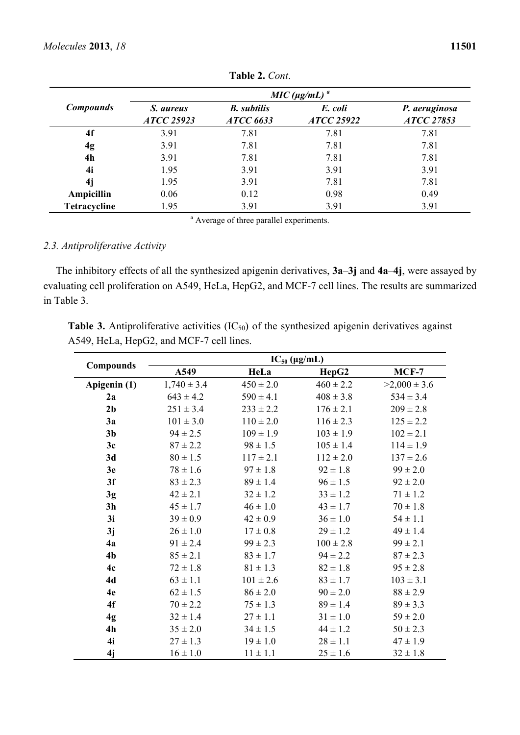**Table 2.** *Cont*.

| *Compounds* | *MIC (μg/mL)* [a] | | | |
|---|---|---|---|---|
| | *S. aureus ATCC 25923* | *B. subtilis ATCC 6633* | *E. coli ATCC 25922* | *P. aeruginosa ATCC 27853* |
| **4f** | 3.91 | 7.81 | 7.81 | 7.81 |
| **4g** | 3.91 | 7.81 | 7.81 | 7.81 |
| **4h** | 3.91 | 7.81 | 7.81 | 7.81 |
| **4i** | 1.95 | 3.91 | 3.91 | 3.91 |
| **4j** | 1.95 | 3.91 | 7.81 | 7.81 |
| **Ampicillin** | 0.06 | 0.12 | 0.98 | 0.49 |
| **Tetracycline** | 1.95 | 3.91 | 3.91 | 3.91 |

[a] Average of three parallel experiments.

### *2.3. Antiproliferative Activity*

The inhibitory effects of all the synthesized apigenin derivatives, **3a**–**3j** and **4a**–**4j**, were assayed by evaluating cell proliferation on A549, HeLa, HepG2, and MCF-7 cell lines. The results are summarized in Table 3.

**Table 3.** Antiproliferative activities ($IC_{50}$) of the synthesized apigenin derivatives against A549, HeLa, HepG2, and MCF-7 cell lines.

| **Compounds** | **$IC_{50}$ (μg/mL)** | | | |
|---|---|---|---|---|
| | **A549** | **HeLa** | **HepG2** | **MCF-7** |
| **Apigenin (1)** | 1,740 ± 3.4 | 450 ± 2.0 | 460 ± 2.2 | >2,000 ± 3.6 |
| **2a** | 643 ± 4.2 | 590 ± 4.1 | 408 ± 3.8 | 534 ± 3.4 |
| **2b** | 251 ± 3.4 | 233 ± 2.2 | 176 ± 2.1 | 209 ± 2.8 |
| **3a** | 101 ± 3.0 | 110 ± 2.0 | 116 ± 2.3 | 125 ± 2.2 |
| **3b** | 94 ± 2.5 | 109 ± 1.9 | 103 ± 1.9 | 102 ± 2.1 |
| **3c** | 87 ± 2.2 | 98 ± 1.5 | 105 ± 1.4 | 114 ± 1.9 |
| **3d** | 80 ± 1.5 | 117 ± 2.1 | 112 ± 2.0 | 137 ± 2.6 |
| **3e** | 78 ± 1.6 | 97 ± 1.8 | 92 ± 1.8 | 99 ± 2.0 |
| **3f** | 83 ± 2.3 | 89 ± 1.4 | 96 ± 1.5 | 92 ± 2.0 |
| **3g** | 42 ± 2.1 | 32 ± 1.2 | 33 ± 1.2 | 71 ± 1.2 |
| **3h** | 45 ± 1.7 | 46 ± 1.0 | 43 ± 1.7 | 70 ± 1.8 |
| **3i** | 39 ± 0.9 | 42 ± 0.9 | 36 ± 1.0 | 54 ± 1.1 |
| **3j** | 26 ± 1.0 | 17 ± 0.8 | 29 ± 1.2 | 49 ± 1.4 |
| **4a** | 91 ± 2.4 | 99 ± 2.3 | 100 ± 2.8 | 99 ± 2.1 |
| **4b** | 85 ± 2.1 | 83 ± 1.7 | 94 ± 2.2 | 87 ± 2.3 |
| **4c** | 72 ± 1.8 | 81 ± 1.3 | 82 ± 1.8 | 95 ± 2.8 |
| **4d** | 63 ± 1.1 | 101 ± 2.6 | 83 ± 1.7 | 103 ± 3.1 |
| **4e** | 62 ± 1.5 | 86 ± 2.0 | 90 ± 2.0 | 88 ± 2.9 |
| **4f** | 70 ± 2.2 | 75 ± 1.3 | 89 ± 1.4 | 89 ± 3.3 |
| **4g** | 32 ± 1.4 | 27 ± 1.1 | 31 ± 1.0 | 59 ± 2.0 |
| **4h** | 35 ± 2.0 | 34 ± 1.5 | 44 ± 1.2 | 50 ± 2.3 |
| **4i** | 27 ± 1.3 | 19 ± 1.0 | 28 ± 1.1 | 47 ± 1.9 |
| **4j** | 16 ± 1.0 | 11 ± 1.1 | 25 ± 1.6 | 32 ± 1.8 |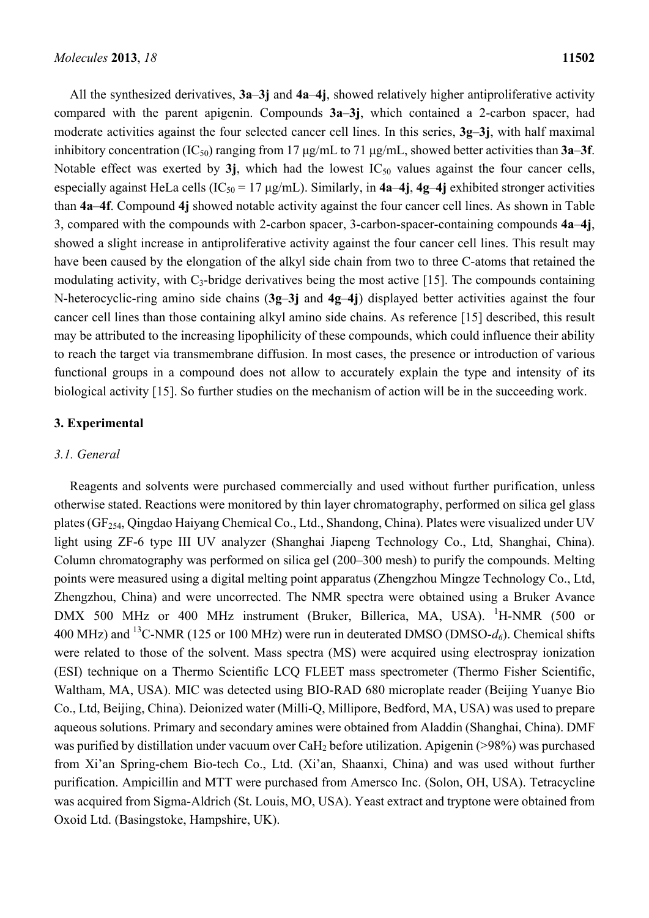All the synthesized derivatives, **3a**–**3j** and **4a**–**4j**, showed relatively higher antiproliferative activity compared with the parent apigenin. Compounds **3a**–**3j**, which contained a 2-carbon spacer, had moderate activities against the four selected cancer cell lines. In this series, **3g**–**3j**, with half maximal inhibitory concentration ($IC_{50}$) ranging from 17 μg/mL to 71 μg/mL, showed better activities than **3a**–**3f**. Notable effect was exerted by **3j**, which had the lowest $IC_{50}$ values against the four cancer cells, especially against HeLa cells ($IC_{50}$ = 17 μg/mL). Similarly, in **4a**–**4j**, **4g**–**4j** exhibited stronger activities than **4a**–**4f**. Compound **4j** showed notable activity against the four cancer cell lines. As shown in Table 3, compared with the compounds with 2-carbon spacer, 3-carbon-spacer-containing compounds **4a**–**4j**, showed a slight increase in antiproliferative activity against the four cancer cell lines. This result may have been caused by the elongation of the alkyl side chain from two to three C-atoms that retained the modulating activity, with $C_3$-bridge derivatives being the most active [15]. The compounds containing N-heterocyclic-ring amino side chains (**3g**–**3j** and **4g**–**4j**) displayed better activities against the four cancer cell lines than those containing alkyl amino side chains. As reference [15] described, this result may be attributed to the increasing lipophilicity of these compounds, which could influence their ability to reach the target via transmembrane diffusion. In most cases, the presence or introduction of various functional groups in a compound does not allow to accurately explain the type and intensity of its biological activity [15]. So further studies on the mechanism of action will be in the succeeding work.

## 3. Experimental

### *3.1. General*

Reagents and solvents were purchased commercially and used without further purification, unless otherwise stated. Reactions were monitored by thin layer chromatography, performed on silica gel glass plates ($GF_{254}$, Qingdao Haiyang Chemical Co., Ltd., Shandong, China). Plates were visualized under UV light using ZF-6 type III UV analyzer (Shanghai Jiapeng Technology Co., Ltd, Shanghai, China). Column chromatography was performed on silica gel (200–300 mesh) to purify the compounds. Melting points were measured using a digital melting point apparatus (Zhengzhou Mingze Technology Co., Ltd, Zhengzhou, China) and were uncorrected. The NMR spectra were obtained using a Bruker Avance DMX 500 MHz or 400 MHz instrument (Bruker, Billerica, MA, USA). $^1$H-NMR (500 or 400 MHz) and $^{13}$C-NMR (125 or 100 MHz) were run in deuterated DMSO (DMSO-$d_6$). Chemical shifts were related to those of the solvent. Mass spectra (MS) were acquired using electrospray ionization (ESI) technique on a Thermo Scientific LCQ FLEET mass spectrometer (Thermo Fisher Scientific, Waltham, MA, USA). MIC was detected using BIO-RAD 680 microplate reader (Beijing Yuanye Bio Co., Ltd, Beijing, China). Deionized water (Milli-Q, Millipore, Bedford, MA, USA) was used to prepare aqueous solutions. Primary and secondary amines were obtained from Aladdin (Shanghai, China). DMF was purified by distillation under vacuum over $CaH_2$ before utilization. Apigenin (>98%) was purchased from Xi'an Spring-chem Bio-tech Co., Ltd. (Xi'an, Shaanxi, China) and was used without further purification. Ampicillin and MTT were purchased from Amersco Inc. (Solon, OH, USA). Tetracycline was acquired from Sigma-Aldrich (St. Louis, MO, USA). Yeast extract and tryptone were obtained from Oxoid Ltd. (Basingstoke, Hampshire, UK).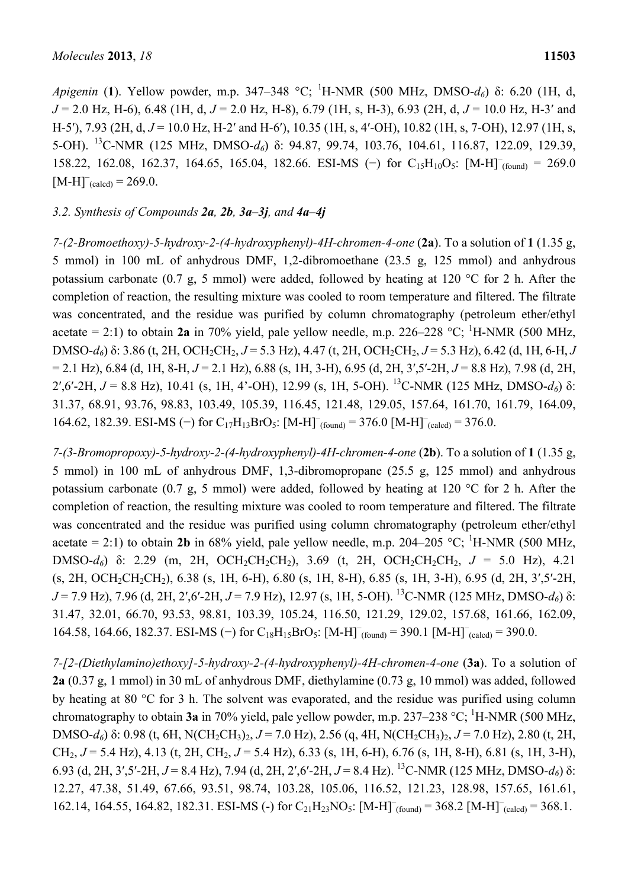*Apigenin* (**1**). Yellow powder, m.p. 347–348 °C; $^{1}$H-NMR (500 MHz, DMSO-$d_6$) δ: 6.20 (1H, d, $J$ = 2.0 Hz, H-6), 6.48 (1H, d, $J$ = 2.0 Hz, H-8), 6.79 (1H, s, H-3), 6.93 (2H, d, $J$ = 10.0 Hz, H-3′ and H-5′), 7.93 (2H, d, $J$ = 10.0 Hz, H-2′ and H-6′), 10.35 (1H, s, 4′-OH), 10.82 (1H, s, 7-OH), 12.97 (1H, s, 5-OH). $^{13}$C-NMR (125 MHz, DMSO-$d_6$) δ: 94.87, 99.74, 103.76, 104.61, 116.87, 122.09, 129.39, 158.22, 162.08, 162.37, 164.65, 165.04, 182.66. ESI-MS (−) for $C_{15}H_{10}O_5$: $[M-H]^-_{(found)}$ = 269.0 $[M-H]^-_{(calcd)}$ = 269.0.

### 3.2. Synthesis of Compounds *2a*, *2b*, *3a*–*3j*, and *4a*–*4j*

*7-(2-Bromoethoxy)-5-hydroxy-2-(4-hydroxyphenyl)-4H-chromen-4-one* (**2a**). To a solution of **1** (1.35 g, 5 mmol) in 100 mL of anhydrous DMF, 1,2-dibromoethane (23.5 g, 125 mmol) and anhydrous potassium carbonate (0.7 g, 5 mmol) were added, followed by heating at 120 °C for 2 h. After the completion of reaction, the resulting mixture was cooled to room temperature and filtered. The filtrate was concentrated, and the residue was purified by column chromatography (petroleum ether/ethyl acetate = 2:1) to obtain **2a** in 70% yield, pale yellow needle, m.p. 226–228 °C; $^{1}$H-NMR (500 MHz, DMSO-$d_6$) δ: 3.86 (t, 2H, $OCH_2CH_2$, $J$ = 5.3 Hz), 4.47 (t, 2H, $OCH_2CH_2$, $J$ = 5.3 Hz), 6.42 (d, 1H, 6-H, $J$ = 2.1 Hz), 6.84 (d, 1H, 8-H, $J$ = 2.1 Hz), 6.88 (s, 1H, 3-H), 6.95 (d, 2H, 3′,5′-2H, $J$ = 8.8 Hz), 7.98 (d, 2H, 2′,6′-2H, $J$ = 8.8 Hz), 10.41 (s, 1H, 4’-OH), 12.99 (s, 1H, 5-OH). $^{13}$C-NMR (125 MHz, DMSO-$d_6$) δ: 31.37, 68.91, 93.76, 98.83, 103.49, 105.39, 116.45, 121.48, 129.05, 157.64, 161.70, 161.79, 164.09, 164.62, 182.39. ESI-MS (−) for $C_{17}H_{13}BrO_5$: $[M-H]^-_{(found)}$ = 376.0 $[M-H]^-_{(calcd)}$ = 376.0.

*7-(3-Bromopropoxy)-5-hydroxy-2-(4-hydroxyphenyl)-4H-chromen-4-one* (**2b**). To a solution of **1** (1.35 g, 5 mmol) in 100 mL of anhydrous DMF, 1,3-dibromopropane (25.5 g, 125 mmol) and anhydrous potassium carbonate (0.7 g, 5 mmol) were added, followed by heating at 120 °C for 2 h. After the completion of reaction, the resulting mixture was cooled to room temperature and filtered. The filtrate was concentrated and the residue was purified using column chromatography (petroleum ether/ethyl acetate = 2:1) to obtain **2b** in 68% yield, pale yellow needle, m.p. 204–205 °C; $^{1}$H-NMR (500 MHz, DMSO-$d_6$) δ: 2.29 (m, 2H, $OCH_2CH_2CH_2$), 3.69 (t, 2H, $OCH_2CH_2CH_2$, $J$ = 5.0 Hz), 4.21 (s, 2H, $OCH_2CH_2CH_2$), 6.38 (s, 1H, 6-H), 6.80 (s, 1H, 8-H), 6.85 (s, 1H, 3-H), 6.95 (d, 2H, 3′,5′-2H, $J$ = 7.9 Hz), 7.96 (d, 2H, 2′,6′-2H, $J$ = 7.9 Hz), 12.97 (s, 1H, 5-OH). $^{13}$C-NMR (125 MHz, DMSO-$d_6$) δ: 31.47, 32.01, 66.70, 93.53, 98.81, 103.39, 105.24, 116.50, 121.29, 129.02, 157.68, 161.66, 162.09, 164.58, 164.66, 182.37. ESI-MS (−) for $C_{18}H_{15}BrO_5$: $[M-H]^-_{(found)}$ = 390.1 $[M-H]^-_{(calcd)}$ = 390.0.

*7-[2-(Diethylamino)ethoxy]-5-hydroxy-2-(4-hydroxyphenyl)-4H-chromen-4-one* (**3a**). To a solution of **2a** (0.37 g, 1 mmol) in 30 mL of anhydrous DMF, diethylamine (0.73 g, 10 mmol) was added, followed by heating at 80 °C for 3 h. The solvent was evaporated, and the residue was purified using column chromatography to obtain **3a** in 70% yield, pale yellow powder, m.p. 237–238 °C; $^{1}$H-NMR (500 MHz, DMSO-$d_6$) δ: 0.98 (t, 6H, $N(CH_2CH_3)_2$, $J$ = 7.0 Hz), 2.56 (q, 4H, $N(CH_2CH_3)_2$, $J$ = 7.0 Hz), 2.80 (t, 2H, $CH_2$, $J$ = 5.4 Hz), 4.13 (t, 2H, $CH_2$, $J$ = 5.4 Hz), 6.33 (s, 1H, 6-H), 6.76 (s, 1H, 8-H), 6.81 (s, 1H, 3-H), 6.93 (d, 2H, 3′,5′-2H, $J$ = 8.4 Hz), 7.94 (d, 2H, 2′,6′-2H, $J$ = 8.4 Hz). $^{13}$C-NMR (125 MHz, DMSO-$d_6$) δ: 12.27, 47.38, 51.49, 67.66, 93.51, 98.74, 103.28, 105.06, 116.52, 121.23, 128.98, 157.65, 161.61, 162.14, 164.55, 164.82, 182.31. ESI-MS (-) for $C_{21}H_{23}NO_5$: $[M-H]^-_{(found)}$ = 368.2 $[M-H]^-_{(calcd)}$ = 368.1.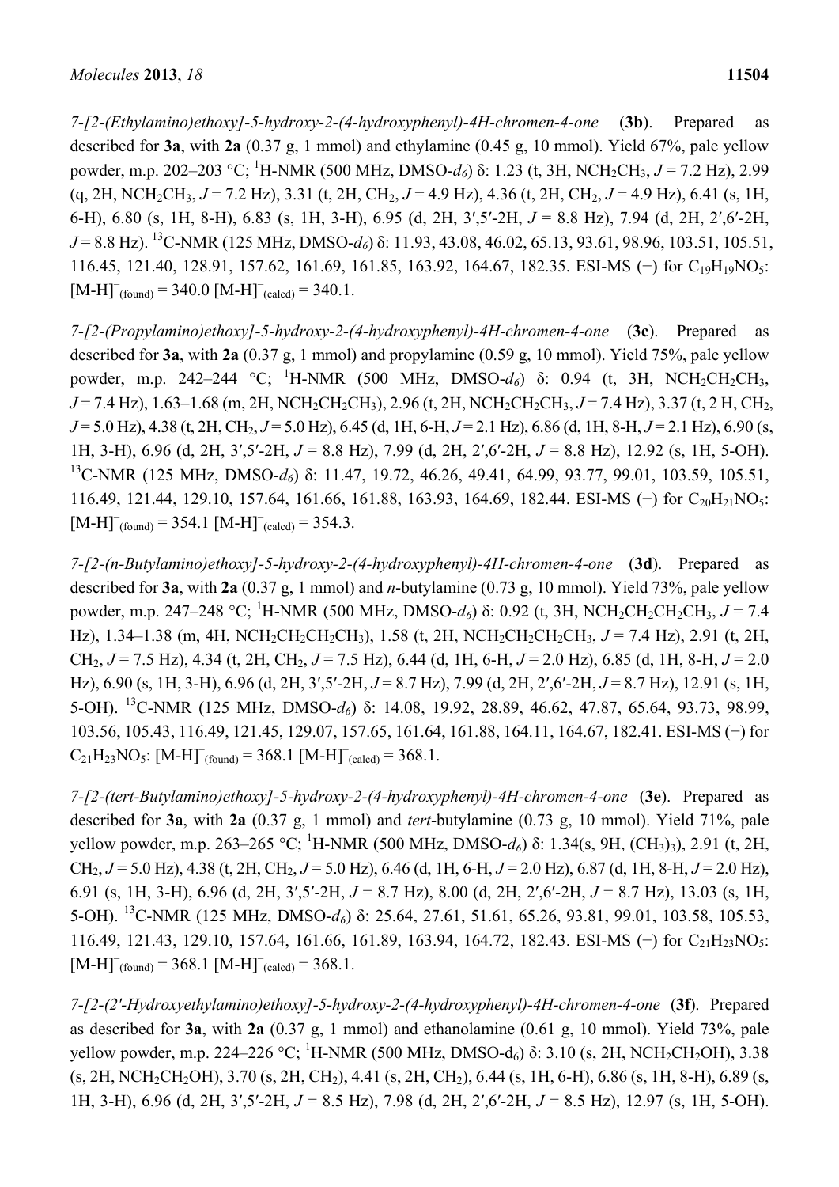*7-[2-(Ethylamino)ethoxy]-5-hydroxy-2-(4-hydroxyphenyl)-4H-chromen-4-one* (**3b**). Prepared as described for **3a**, with **2a** (0.37 g, 1 mmol) and ethylamine (0.45 g, 10 mmol). Yield 67%, pale yellow powder, m.p. 202–203 °C; $^{1}$H-NMR (500 MHz, DMSO-$d_6$) δ: 1.23 (t, 3H, $NCH_2CH_3$, $J$ = 7.2 Hz), 2.99 (q, 2H, $NCH_2CH_3$, $J$ = 7.2 Hz), 3.31 (t, 2H, $CH_2$, $J$ = 4.9 Hz), 4.36 (t, 2H, $CH_2$, $J$ = 4.9 Hz), 6.41 (s, 1H, 6-H), 6.80 (s, 1H, 8-H), 6.83 (s, 1H, 3-H), 6.95 (d, 2H, 3′,5′-2H, $J$ = 8.8 Hz), 7.94 (d, 2H, 2′,6′-2H, $J$ = 8.8 Hz). $^{13}$C-NMR (125 MHz, DMSO-$d_6$) δ: 11.93, 43.08, 46.02, 65.13, 93.61, 98.96, 103.51, 105.51, 116.45, 121.40, 128.91, 157.62, 161.69, 161.85, 163.92, 164.67, 182.35. ESI-MS (−) for $C_{19}H_{19}NO_5$: $[M-H]^-_{(found)}$ = 340.0 $[M-H]^-_{(calcd)}$ = 340.1.

*7-[2-(Propylamino)ethoxy]-5-hydroxy-2-(4-hydroxyphenyl)-4H-chromen-4-one* (**3c**). Prepared as described for **3a**, with **2a** (0.37 g, 1 mmol) and propylamine (0.59 g, 10 mmol). Yield 75%, pale yellow powder, m.p. 242–244 °C; $^{1}$H-NMR (500 MHz, DMSO-$d_6$) δ: 0.94 (t, 3H, $NCH_2CH_2CH_3$, $J$ = 7.4 Hz), 1.63–1.68 (m, 2H, $NCH_2CH_2CH_3$), 2.96 (t, 2H, $NCH_2CH_2CH_3$, $J$ = 7.4 Hz), 3.37 (t, 2 H, $CH_2$, $J$ = 5.0 Hz), 4.38 (t, 2H, $CH_2$, $J$ = 5.0 Hz), 6.45 (d, 1H, 6-H, $J$ = 2.1 Hz), 6.86 (d, 1H, 8-H, $J$ = 2.1 Hz), 6.90 (s, 1H, 3-H), 6.96 (d, 2H, 3′,5′-2H, $J$ = 8.8 Hz), 7.99 (d, 2H, 2′,6′-2H, $J$ = 8.8 Hz), 12.92 (s, 1H, 5-OH). $^{13}$C-NMR (125 MHz, DMSO-$d_6$) δ: 11.47, 19.72, 46.26, 49.41, 64.99, 93.77, 99.01, 103.59, 105.51, 116.49, 121.44, 129.10, 157.64, 161.66, 161.88, 163.93, 164.69, 182.44. ESI-MS (−) for $C_{20}H_{21}NO_5$: $[M-H]^-_{(found)}$ = 354.1 $[M-H]^-_{(calcd)}$ = 354.3.

*7-[2-(n-Butylamino)ethoxy]-5-hydroxy-2-(4-hydroxyphenyl)-4H-chromen-4-one* (**3d**). Prepared as described for **3a**, with **2a** (0.37 g, 1 mmol) and *n*-butylamine (0.73 g, 10 mmol). Yield 73%, pale yellow powder, m.p. 247–248 °C; $^{1}$H-NMR (500 MHz, DMSO-$d_6$) δ: 0.92 (t, 3H, $NCH_2CH_2CH_2CH_3$, $J$ = 7.4 Hz), 1.34–1.38 (m, 4H, $NCH_2CH_2CH_2CH_3$), 1.58 (t, 2H, $NCH_2CH_2CH_2CH_3$, $J$ = 7.4 Hz), 2.91 (t, 2H, $CH_2$, $J$ = 7.5 Hz), 4.34 (t, 2H, $CH_2$, $J$ = 7.5 Hz), 6.44 (d, 1H, 6-H, $J$ = 2.0 Hz), 6.85 (d, 1H, 8-H, $J$ = 2.0 Hz), 6.90 (s, 1H, 3-H), 6.96 (d, 2H, 3′,5′-2H, $J$ = 8.7 Hz), 7.99 (d, 2H, 2′,6′-2H, $J$ = 8.7 Hz), 12.91 (s, 1H, 5-OH). $^{13}$C-NMR (125 MHz, DMSO-$d_6$) δ: 14.08, 19.92, 28.89, 46.62, 47.87, 65.64, 93.73, 98.99, 103.56, 105.43, 116.49, 121.45, 129.07, 157.65, 161.64, 161.88, 164.11, 164.67, 182.41. ESI-MS (−) for $C_{21}H_{23}NO_5$: $[M-H]^-_{(found)}$ = 368.1 $[M-H]^-_{(calcd)}$ = 368.1.

*7-[2-(tert-Butylamino)ethoxy]-5-hydroxy-2-(4-hydroxyphenyl)-4H-chromen-4-one* (**3e**). Prepared as described for **3a**, with **2a** (0.37 g, 1 mmol) and *tert*-butylamine (0.73 g, 10 mmol). Yield 71%, pale yellow powder, m.p. 263–265 °C; $^{1}$H-NMR (500 MHz, DMSO-$d_6$) δ: 1.34(s, 9H, $(CH_3)_3$), 2.91 (t, 2H, $CH_2$, $J$ = 5.0 Hz), 4.38 (t, 2H, $CH_2$, $J$ = 5.0 Hz), 6.46 (d, 1H, 6-H, $J$ = 2.0 Hz), 6.87 (d, 1H, 8-H, $J$ = 2.0 Hz), 6.91 (s, 1H, 3-H), 6.96 (d, 2H, 3′,5′-2H, $J$ = 8.7 Hz), 8.00 (d, 2H, 2′,6′-2H, $J$ = 8.7 Hz), 13.03 (s, 1H, 5-OH). $^{13}$C-NMR (125 MHz, DMSO-$d_6$) δ: 25.64, 27.61, 51.61, 65.26, 93.81, 99.01, 103.58, 105.53, 116.49, 121.43, 129.10, 157.64, 161.66, 161.89, 163.94, 164.72, 182.43. ESI-MS (−) for $C_{21}H_{23}NO_5$: $[M-H]^-_{(found)}$ = 368.1 $[M-H]^-_{(calcd)}$ = 368.1.

*7-[2-(2′-Hydroxyethylamino)ethoxy]-5-hydroxy-2-(4-hydroxyphenyl)-4H-chromen-4-one* (**3f**). Prepared as described for **3a**, with **2a** (0.37 g, 1 mmol) and ethanolamine (0.61 g, 10 mmol). Yield 73%, pale yellow powder, m.p. 224–226 °C; $^{1}$H-NMR (500 MHz, DMSO-$d_6$) δ: 3.10 (s, 2H, $NCH_2CH_2OH$), 3.38 (s, 2H, $NCH_2CH_2OH$), 3.70 (s, 2H, $CH_2$), 4.41 (s, 2H, $CH_2$), 6.44 (s, 1H, 6-H), 6.86 (s, 1H, 8-H), 6.89 (s, 1H, 3-H), 6.96 (d, 2H, 3′,5′-2H, $J$ = 8.5 Hz), 7.98 (d, 2H, 2′,6′-2H, $J$ = 8.5 Hz), 12.97 (s, 1H, 5-OH).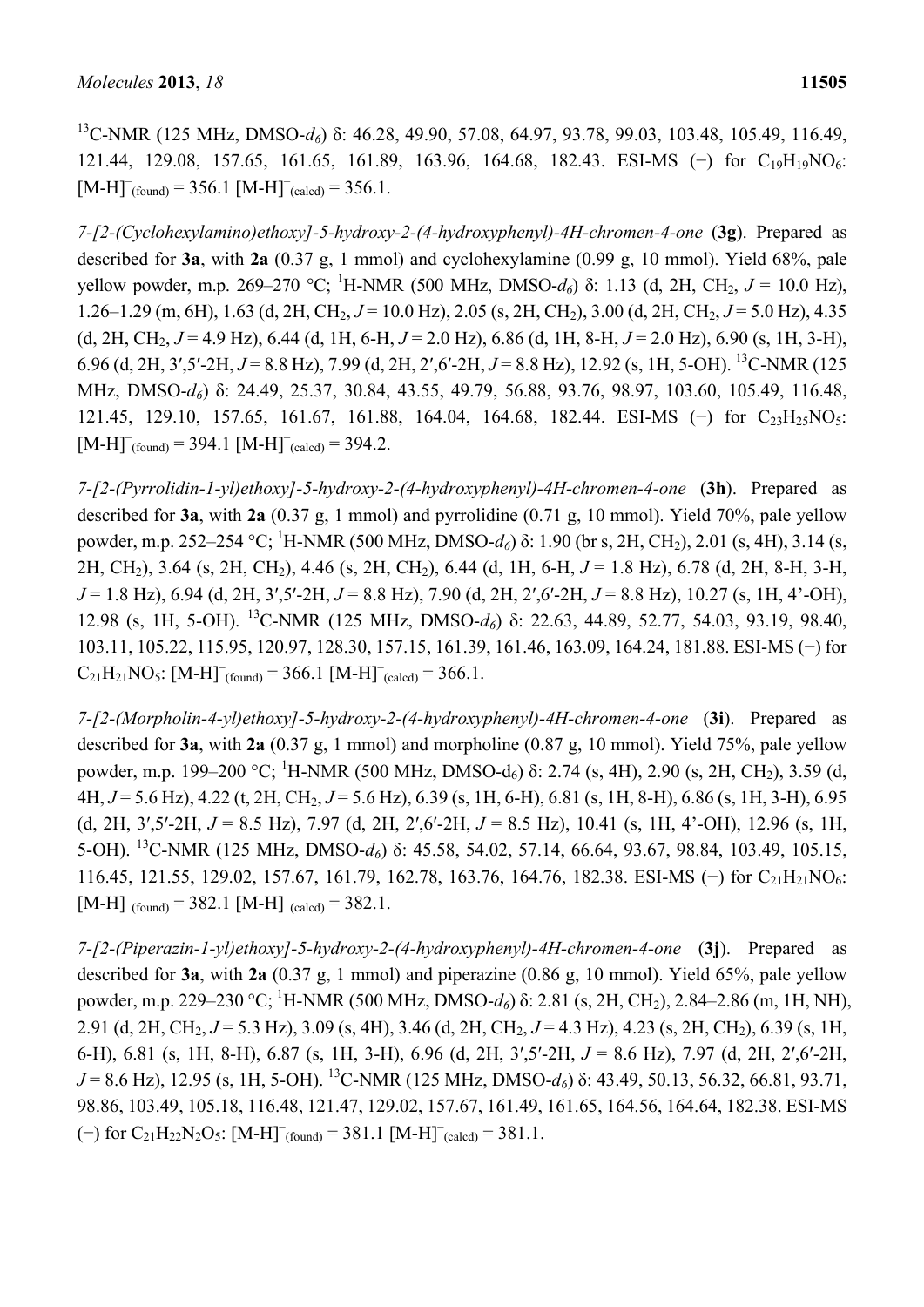$^{13}$C-NMR (125 MHz, DMSO-$d_6$) δ: 46.28, 49.90, 57.08, 64.97, 93.78, 99.03, 103.48, 105.49, 116.49, 121.44, 129.08, 157.65, 161.65, 161.89, 163.96, 164.68, 182.43. ESI-MS (−) for $C_{19}H_{19}NO_6$: $[M\text{-}H]^-_{(found)}$ = 356.1 $[M\text{-}H]^-_{(calcd)}$ = 356.1.

*7-[2-(Cyclohexylamino)ethoxy]-5-hydroxy-2-(4-hydroxyphenyl)-4H-chromen-4-one* (**3g**). Prepared as described for **3a**, with **2a** (0.37 g, 1 mmol) and cyclohexylamine (0.99 g, 10 mmol). Yield 68%, pale yellow powder, m.p. 269–270 °C; $^1$H-NMR (500 MHz, DMSO-$d_6$) δ: 1.13 (d, 2H, $CH_2$, $J$ = 10.0 Hz), 1.26–1.29 (m, 6H), 1.63 (d, 2H, $CH_2$, $J$ = 10.0 Hz), 2.05 (s, 2H, $CH_2$), 3.00 (d, 2H, $CH_2$, $J$ = 5.0 Hz), 4.35 (d, 2H, $CH_2$, $J$ = 4.9 Hz), 6.44 (d, 1H, 6-H, $J$ = 2.0 Hz), 6.86 (d, 1H, 8-H, $J$ = 2.0 Hz), 6.90 (s, 1H, 3-H), 6.96 (d, 2H, 3′,5′-2H, $J$ = 8.8 Hz), 7.99 (d, 2H, 2′,6′-2H, $J$ = 8.8 Hz), 12.92 (s, 1H, 5-OH). $^{13}$C-NMR (125 MHz, DMSO-$d_6$) δ: 24.49, 25.37, 30.84, 43.55, 49.79, 56.88, 93.76, 98.97, 103.60, 105.49, 116.48, 121.45, 129.10, 157.65, 161.67, 161.88, 164.04, 164.68, 182.44. ESI-MS (−) for $C_{23}H_{25}NO_5$: $[M\text{-}H]^-_{(found)}$ = 394.1 $[M\text{-}H]^-_{(calcd)}$ = 394.2.

*7-[2-(Pyrrolidin-1-yl)ethoxy]-5-hydroxy-2-(4-hydroxyphenyl)-4H-chromen-4-one* (**3h**). Prepared as described for **3a**, with **2a** (0.37 g, 1 mmol) and pyrrolidine (0.71 g, 10 mmol). Yield 70%, pale yellow powder, m.p. 252–254 °C; $^1$H-NMR (500 MHz, DMSO-$d_6$) δ: 1.90 (br s, 2H, $CH_2$), 2.01 (s, 4H), 3.14 (s, 2H, $CH_2$), 3.64 (s, 2H, $CH_2$), 4.46 (s, 2H, $CH_2$), 6.44 (d, 1H, 6-H, $J$ = 1.8 Hz), 6.78 (d, 2H, 8-H, 3-H, $J$ = 1.8 Hz), 6.94 (d, 2H, 3′,5′-2H, $J$ = 8.8 Hz), 7.90 (d, 2H, 2′,6′-2H, $J$ = 8.8 Hz), 10.27 (s, 1H, 4’-OH), 12.98 (s, 1H, 5-OH). $^{13}$C-NMR (125 MHz, DMSO-$d_6$) δ: 22.63, 44.89, 52.77, 54.03, 93.19, 98.40, 103.11, 105.22, 115.95, 120.97, 128.30, 157.15, 161.39, 161.46, 163.09, 164.24, 181.88. ESI-MS (−) for $C_{21}H_{21}NO_5$: $[M\text{-}H]^-_{(found)}$ = 366.1 $[M\text{-}H]^-_{(calcd)}$ = 366.1.

*7-[2-(Morpholin-4-yl)ethoxy]-5-hydroxy-2-(4-hydroxyphenyl)-4H-chromen-4-one* (**3i**). Prepared as described for **3a**, with **2a** (0.37 g, 1 mmol) and morpholine (0.87 g, 10 mmol). Yield 75%, pale yellow powder, m.p. 199–200 °C; $^1$H-NMR (500 MHz, DMSO-d$_6$) δ: 2.74 (s, 4H), 2.90 (s, 2H, $CH_2$), 3.59 (d, 4H, $J$ = 5.6 Hz), 4.22 (t, 2H, $CH_2$, $J$ = 5.6 Hz), 6.39 (s, 1H, 6-H), 6.81 (s, 1H, 8-H), 6.86 (s, 1H, 3-H), 6.95 (d, 2H, 3′,5′-2H, $J$ = 8.5 Hz), 7.97 (d, 2H, 2′,6′-2H, $J$ = 8.5 Hz), 10.41 (s, 1H, 4’-OH), 12.96 (s, 1H, 5-OH). $^{13}$C-NMR (125 MHz, DMSO-$d_6$) δ: 45.58, 54.02, 57.14, 66.64, 93.67, 98.84, 103.49, 105.15, 116.45, 121.55, 129.02, 157.67, 161.79, 162.78, 163.76, 164.76, 182.38. ESI-MS (−) for $C_{21}H_{21}NO_6$: $[M\text{-}H]^-_{(found)}$ = 382.1 $[M\text{-}H]^-_{(calcd)}$ = 382.1.

*7-[2-(Piperazin-1-yl)ethoxy]-5-hydroxy-2-(4-hydroxyphenyl)-4H-chromen-4-one* (**3j**). Prepared as described for **3a**, with **2a** (0.37 g, 1 mmol) and piperazine (0.86 g, 10 mmol). Yield 65%, pale yellow powder, m.p. 229–230 °C; $^1$H-NMR (500 MHz, DMSO-$d_6$) δ: 2.81 (s, 2H, $CH_2$), 2.84–2.86 (m, 1H, NH), 2.91 (d, 2H, $CH_2$, $J$ = 5.3 Hz), 3.09 (s, 4H), 3.46 (d, 2H, $CH_2$, $J$ = 4.3 Hz), 4.23 (s, 2H, $CH_2$), 6.39 (s, 1H, 6-H), 6.81 (s, 1H, 8-H), 6.87 (s, 1H, 3-H), 6.96 (d, 2H, 3′,5′-2H, $J$ = 8.6 Hz), 7.97 (d, 2H, 2′,6′-2H, $J$ = 8.6 Hz), 12.95 (s, 1H, 5-OH). $^{13}$C-NMR (125 MHz, DMSO-$d_6$) δ: 43.49, 50.13, 56.32, 66.81, 93.71, 98.86, 103.49, 105.18, 116.48, 121.47, 129.02, 157.67, 161.49, 161.65, 164.56, 164.64, 182.38. ESI-MS (−) for $C_{21}H_{22}N_2O_5$: $[M\text{-}H]^-_{(found)}$ = 381.1 $[M\text{-}H]^-_{(calcd)}$ = 381.1.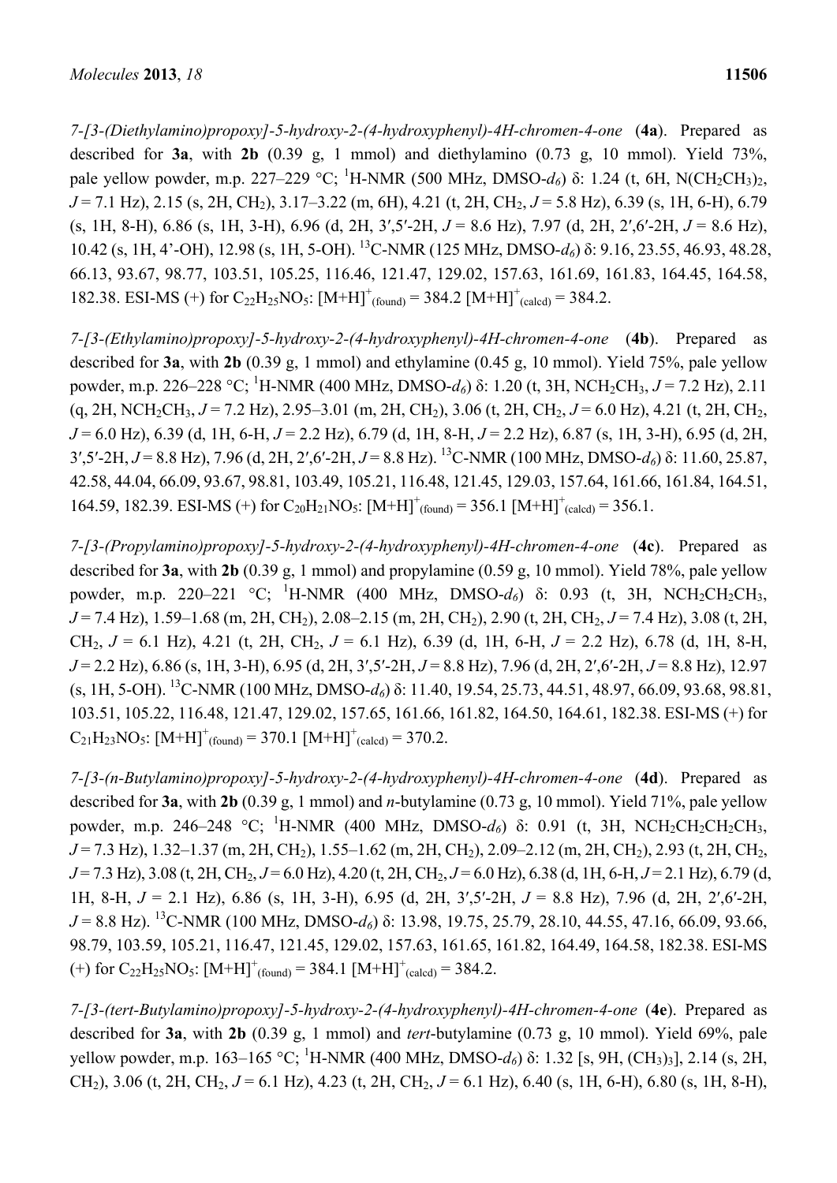*7-[3-(Diethylamino)propoxy]-5-hydroxy-2-(4-hydroxyphenyl)-4H-chromen-4-one* (**4a**). Prepared as described for **3a**, with **2b** (0.39 g, 1 mmol) and diethylamino (0.73 g, 10 mmol). Yield 73%, pale yellow powder, m.p. 227–229 °C; $^1$H-NMR (500 MHz, DMSO-$d_6$) δ: 1.24 (t, 6H, $N(CH_2CH_3)_2$, $J$ = 7.1 Hz), 2.15 (s, 2H, $CH_2$), 3.17–3.22 (m, 6H), 4.21 (t, 2H, $CH_2$, $J$ = 5.8 Hz), 6.39 (s, 1H, 6-H), 6.79 (s, 1H, 8-H), 6.86 (s, 1H, 3-H), 6.96 (d, 2H, 3′,5′-2H, $J$ = 8.6 Hz), 7.97 (d, 2H, 2′,6′-2H, $J$ = 8.6 Hz), 10.42 (s, 1H, 4’-OH), 12.98 (s, 1H, 5-OH). $^{13}$C-NMR (125 MHz, DMSO-$d_6$) δ: 9.16, 23.55, 46.93, 48.28, 66.13, 93.67, 98.77, 103.51, 105.25, 116.46, 121.47, 129.02, 157.63, 161.69, 161.83, 164.45, 164.58, 182.38. ESI-MS (+) for $C_{22}H_{25}NO_5$: $[M+H]^+_{(found)}$ = 384.2 $[M+H]^+_{(calcd)}$ = 384.2.

*7-[3-(Ethylamino)propoxy]-5-hydroxy-2-(4-hydroxyphenyl)-4H-chromen-4-one* (**4b**). Prepared as described for **3a**, with **2b** (0.39 g, 1 mmol) and ethylamine (0.45 g, 10 mmol). Yield 75%, pale yellow powder, m.p. 226–228 °C; $^1$H-NMR (400 MHz, DMSO-$d_6$) δ: 1.20 (t, 3H, $NCH_2CH_3$, $J$ = 7.2 Hz), 2.11 (q, 2H, $NCH_2CH_3$, $J$ = 7.2 Hz), 2.95–3.01 (m, 2H, $CH_2$), 3.06 (t, 2H, $CH_2$, $J$ = 6.0 Hz), 4.21 (t, 2H, $CH_2$, $J$ = 6.0 Hz), 6.39 (d, 1H, 6-H, $J$ = 2.2 Hz), 6.79 (d, 1H, 8-H, $J$ = 2.2 Hz), 6.87 (s, 1H, 3-H), 6.95 (d, 2H, 3′,5′-2H, $J$ = 8.8 Hz), 7.96 (d, 2H, 2′,6′-2H, $J$ = 8.8 Hz). $^{13}$C-NMR (100 MHz, DMSO-$d_6$) δ: 11.60, 25.87, 42.58, 44.04, 66.09, 93.67, 98.81, 103.49, 105.21, 116.48, 121.45, 129.03, 157.64, 161.66, 161.84, 164.51, 164.59, 182.39. ESI-MS (+) for $C_{20}H_{21}NO_5$: $[M+H]^+_{(found)}$ = 356.1 $[M+H]^+_{(calcd)}$ = 356.1.

*7-[3-(Propylamino)propoxy]-5-hydroxy-2-(4-hydroxyphenyl)-4H-chromen-4-one* (**4c**). Prepared as described for **3a**, with **2b** (0.39 g, 1 mmol) and propylamine (0.59 g, 10 mmol). Yield 78%, pale yellow powder, m.p. 220–221 °C; $^1$H-NMR (400 MHz, DMSO-$d_6$) δ: 0.93 (t, 3H, $NCH_2CH_2CH_3$, $J$ = 7.4 Hz), 1.59–1.68 (m, 2H, $CH_2$), 2.08–2.15 (m, 2H, $CH_2$), 2.90 (t, 2H, $CH_2$, $J$ = 7.4 Hz), 3.08 (t, 2H, $CH_2$, $J$ = 6.1 Hz), 4.21 (t, 2H, $CH_2$, $J$ = 6.1 Hz), 6.39 (d, 1H, 6-H, $J$ = 2.2 Hz), 6.78 (d, 1H, 8-H, $J$ = 2.2 Hz), 6.86 (s, 1H, 3-H), 6.95 (d, 2H, 3′,5′-2H, $J$ = 8.8 Hz), 7.96 (d, 2H, 2′,6′-2H, $J$ = 8.8 Hz), 12.97 (s, 1H, 5-OH). $^{13}$C-NMR (100 MHz, DMSO-$d_6$) δ: 11.40, 19.54, 25.73, 44.51, 48.97, 66.09, 93.68, 98.81, 103.51, 105.22, 116.48, 121.47, 129.02, 157.65, 161.66, 161.82, 164.50, 164.61, 182.38. ESI-MS (+) for $C_{21}H_{23}NO_5$: $[M+H]^+_{(found)}$ = 370.1 $[M+H]^+_{(calcd)}$ = 370.2.

*7-[3-(n-Butylamino)propoxy]-5-hydroxy-2-(4-hydroxyphenyl)-4H-chromen-4-one* (**4d**). Prepared as described for **3a**, with **2b** (0.39 g, 1 mmol) and *n*-butylamine (0.73 g, 10 mmol). Yield 71%, pale yellow powder, m.p. 246–248 °C; $^1$H-NMR (400 MHz, DMSO-$d_6$) δ: 0.91 (t, 3H, $NCH_2CH_2CH_2CH_3$, $J$ = 7.3 Hz), 1.32–1.37 (m, 2H, $CH_2$), 1.55–1.62 (m, 2H, $CH_2$), 2.09–2.12 (m, 2H, $CH_2$), 2.93 (t, 2H, $CH_2$, $J$ = 7.3 Hz), 3.08 (t, 2H, $CH_2$, $J$ = 6.0 Hz), 4.20 (t, 2H, $CH_2$, $J$ = 6.0 Hz), 6.38 (d, 1H, 6-H, $J$ = 2.1 Hz), 6.79 (d, 1H, 8-H, $J$ = 2.1 Hz), 6.86 (s, 1H, 3-H), 6.95 (d, 2H, 3′,5′-2H, $J$ = 8.8 Hz), 7.96 (d, 2H, 2′,6′-2H, $J$ = 8.8 Hz). $^{13}$C-NMR (100 MHz, DMSO-$d_6$) δ: 13.98, 19.75, 25.79, 28.10, 44.55, 47.16, 66.09, 93.66, 98.79, 103.59, 105.21, 116.47, 121.45, 129.02, 157.63, 161.65, 161.82, 164.49, 164.58, 182.38. ESI-MS (+) for $C_{22}H_{25}NO_5$: $[M+H]^+_{(found)}$ = 384.1 $[M+H]^+_{(calcd)}$ = 384.2.

*7-[3-(tert-Butylamino)propoxy]-5-hydroxy-2-(4-hydroxyphenyl)-4H-chromen-4-one* (**4e**). Prepared as described for **3a**, with **2b** (0.39 g, 1 mmol) and *tert*-butylamine (0.73 g, 10 mmol). Yield 69%, pale yellow powder, m.p. 163–165 °C; $^1$H-NMR (400 MHz, DMSO-$d_6$) δ: 1.32 [s, 9H, $(CH_3)_3$], 2.14 (s, 2H, $CH_2$), 3.06 (t, 2H, $CH_2$, $J$ = 6.1 Hz), 4.23 (t, 2H, $CH_2$, $J$ = 6.1 Hz), 6.40 (s, 1H, 6-H), 6.80 (s, 1H, 8-H),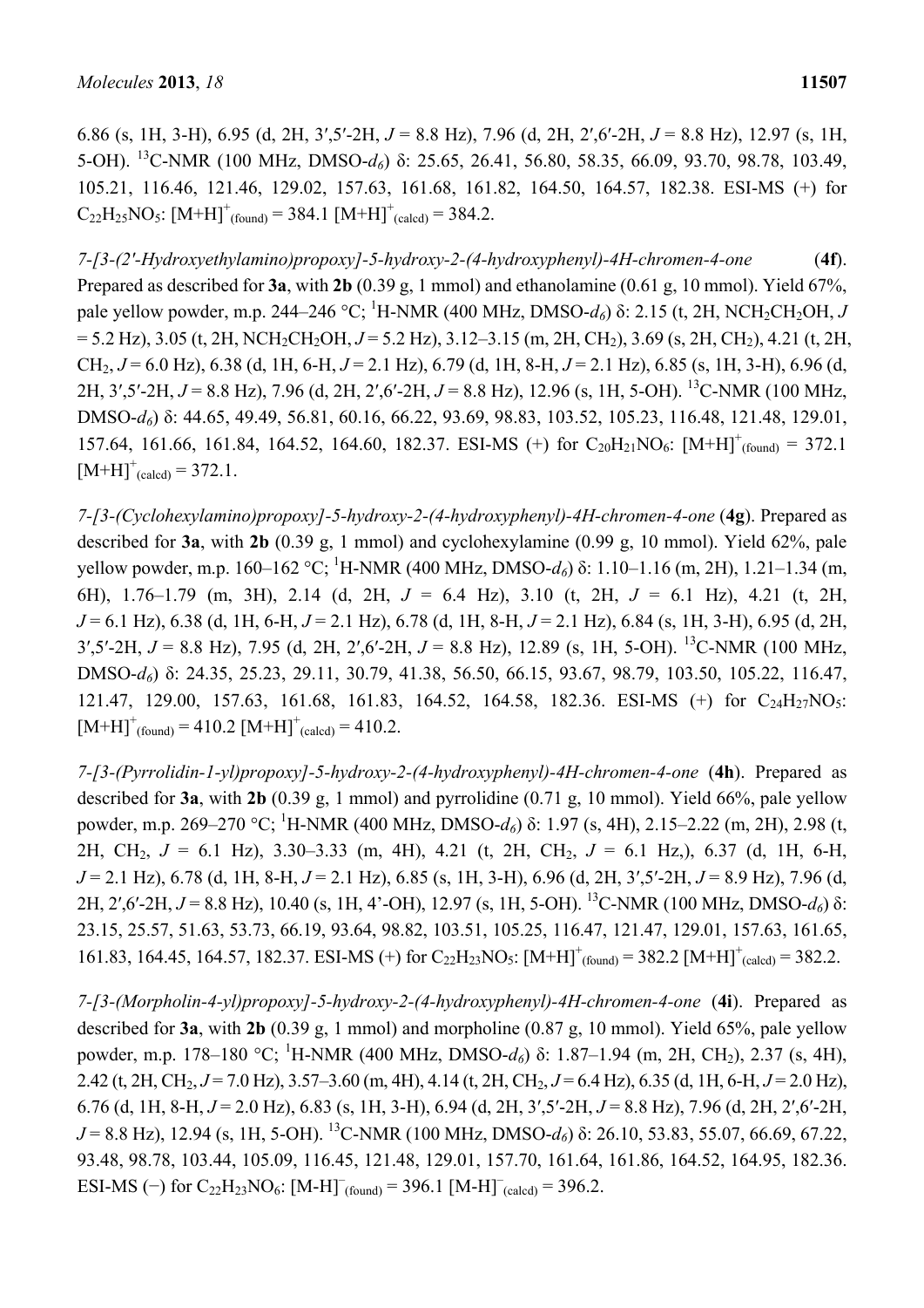6.86 (s, 1H, 3-H), 6.95 (d, 2H, 3′,5′-2H, *J* = 8.8 Hz), 7.96 (d, 2H, 2′,6′-2H, *J* = 8.8 Hz), 12.97 (s, 1H, 5-OH). $^{13}$C-NMR (100 MHz, DMSO-$d_6$) δ: 25.65, 26.41, 56.80, 58.35, 66.09, 93.70, 98.78, 103.49, 105.21, 116.46, 121.46, 129.02, 157.63, 161.68, 161.82, 164.50, 164.57, 182.38. ESI-MS (+) for $C_{22}H_{25}NO_5$: $[M+H]^+_{(found)}$ = 384.1 $[M+H]^+_{(calcd)}$ = 384.2.

*7-[3-(2′-Hydroxyethylamino)propoxy]-5-hydroxy-2-(4-hydroxyphenyl)-4H-chromen-4-one* (**4f**). Prepared as described for **3a**, with **2b** (0.39 g, 1 mmol) and ethanolamine (0.61 g, 10 mmol). Yield 67%, pale yellow powder, m.p. 244–246 °C; $^1$H-NMR (400 MHz, DMSO-$d_6$) δ: 2.15 (t, 2H, $NCH_2CH_2OH$, *J* = 5.2 Hz), 3.05 (t, 2H, $NCH_2CH_2OH$, *J* = 5.2 Hz), 3.12–3.15 (m, 2H, $CH_2$), 3.69 (s, 2H, $CH_2$), 4.21 (t, 2H, $CH_2$, *J* = 6.0 Hz), 6.38 (d, 1H, 6-H, *J* = 2.1 Hz), 6.79 (d, 1H, 8-H, *J* = 2.1 Hz), 6.85 (s, 1H, 3-H), 6.96 (d, 2H, 3′,5′-2H, *J* = 8.8 Hz), 7.96 (d, 2H, 2′,6′-2H, *J* = 8.8 Hz), 12.96 (s, 1H, 5-OH). $^{13}$C-NMR (100 MHz, DMSO-$d_6$) δ: 44.65, 49.49, 56.81, 60.16, 66.22, 93.69, 98.83, 103.52, 105.23, 116.48, 121.48, 129.01, 157.64, 161.66, 161.84, 164.52, 164.60, 182.37. ESI-MS (+) for $C_{20}H_{21}NO_6$: $[M+H]^+_{(found)}$ = 372.1 $[M+H]^+_{(calcd)}$ = 372.1.

*7-[3-(Cyclohexylamino)propoxy]-5-hydroxy-2-(4-hydroxyphenyl)-4H-chromen-4-one* (**4g**). Prepared as described for **3a**, with **2b** (0.39 g, 1 mmol) and cyclohexylamine (0.99 g, 10 mmol). Yield 62%, pale yellow powder, m.p. 160–162 °C; $^1$H-NMR (400 MHz, DMSO-$d_6$) δ: 1.10–1.16 (m, 2H), 1.21–1.34 (m, 6H), 1.76–1.79 (m, 3H), 2.14 (d, 2H, *J* = 6.4 Hz), 3.10 (t, 2H, *J* = 6.1 Hz), 4.21 (t, 2H, *J* = 6.1 Hz), 6.38 (d, 1H, 6-H, *J* = 2.1 Hz), 6.78 (d, 1H, 8-H, *J* = 2.1 Hz), 6.84 (s, 1H, 3-H), 6.95 (d, 2H, 3′,5′-2H, *J* = 8.8 Hz), 7.95 (d, 2H, 2′,6′-2H, *J* = 8.8 Hz), 12.89 (s, 1H, 5-OH). $^{13}$C-NMR (100 MHz, DMSO-$d_6$) δ: 24.35, 25.23, 29.11, 30.79, 41.38, 56.50, 66.15, 93.67, 98.79, 103.50, 105.22, 116.47, 121.47, 129.00, 157.63, 161.68, 161.83, 164.52, 164.58, 182.36. ESI-MS (+) for $C_{24}H_{27}NO_5$: $[M+H]^+_{(found)}$ = 410.2 $[M+H]^+_{(calcd)}$ = 410.2.

*7-[3-(Pyrrolidin-1-yl)propoxy]-5-hydroxy-2-(4-hydroxyphenyl)-4H-chromen-4-one* (**4h**). Prepared as described for **3a**, with **2b** (0.39 g, 1 mmol) and pyrrolidine (0.71 g, 10 mmol). Yield 66%, pale yellow powder, m.p. 269–270 °C; $^1$H-NMR (400 MHz, DMSO-$d_6$) δ: 1.97 (s, 4H), 2.15–2.22 (m, 2H), 2.98 (t, 2H, $CH_2$, *J* = 6.1 Hz), 3.30–3.33 (m, 4H), 4.21 (t, 2H, $CH_2$, *J* = 6.1 Hz,), 6.37 (d, 1H, 6-H, *J* = 2.1 Hz), 6.78 (d, 1H, 8-H, *J* = 2.1 Hz), 6.85 (s, 1H, 3-H), 6.96 (d, 2H, 3′,5′-2H, *J* = 8.9 Hz), 7.96 (d, 2H, 2′,6′-2H, *J* = 8.8 Hz), 10.40 (s, 1H, 4’-OH), 12.97 (s, 1H, 5-OH). $^{13}$C-NMR (100 MHz, DMSO-$d_6$) δ: 23.15, 25.57, 51.63, 53.73, 66.19, 93.64, 98.82, 103.51, 105.25, 116.47, 121.47, 129.01, 157.63, 161.65, 161.83, 164.45, 164.57, 182.37. ESI-MS (+) for $C_{22}H_{23}NO_5$: $[M+H]^+_{(found)}$ = 382.2 $[M+H]^+_{(calcd)}$ = 382.2.

*7-[3-(Morpholin-4-yl)propoxy]-5-hydroxy-2-(4-hydroxyphenyl)-4H-chromen-4-one* (**4i**). Prepared as described for **3a**, with **2b** (0.39 g, 1 mmol) and morpholine (0.87 g, 10 mmol). Yield 65%, pale yellow powder, m.p. 178–180 °C; $^1$H-NMR (400 MHz, DMSO-$d_6$) δ: 1.87–1.94 (m, 2H, $CH_2$), 2.37 (s, 4H), 2.42 (t, 2H, $CH_2$, *J* = 7.0 Hz), 3.57–3.60 (m, 4H), 4.14 (t, 2H, $CH_2$, *J* = 6.4 Hz), 6.35 (d, 1H, 6-H, *J* = 2.0 Hz), 6.76 (d, 1H, 8-H, *J* = 2.0 Hz), 6.83 (s, 1H, 3-H), 6.94 (d, 2H, 3′,5′-2H, *J* = 8.8 Hz), 7.96 (d, 2H, 2′,6′-2H, *J* = 8.8 Hz), 12.94 (s, 1H, 5-OH). $^{13}$C-NMR (100 MHz, DMSO-$d_6$) δ: 26.10, 53.83, 55.07, 66.69, 67.22, 93.48, 98.78, 103.44, 105.09, 116.45, 121.48, 129.01, 157.70, 161.64, 161.86, 164.52, 164.95, 182.36. ESI-MS (−) for $C_{22}H_{23}NO_6$: $[M-H]^-_{(found)}$ = 396.1 $[M-H]^-_{(calcd)}$ = 396.2.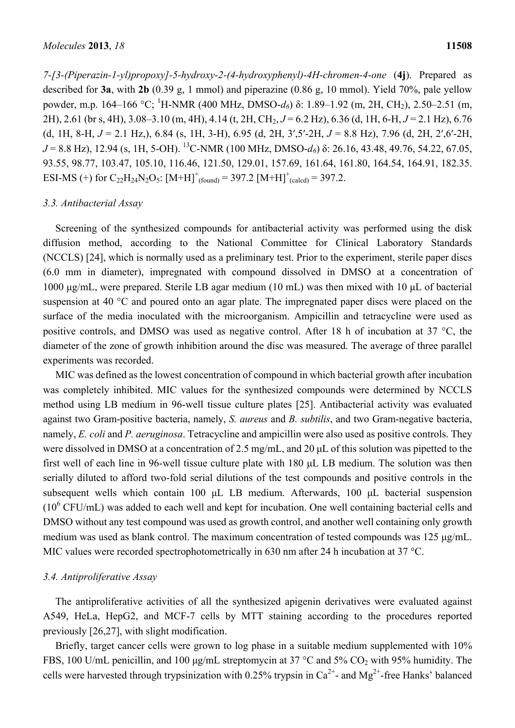*7-[3-(Piperazin-1-yl)propoxy]-5-hydroxy-2-(4-hydroxyphenyl)-4H-chromen-4-one* (**4j**). Prepared as described for **3a**, with **2b** (0.39 g, 1 mmol) and piperazine (0.86 g, 10 mmol). Yield 70%, pale yellow powder, m.p. 164–166 °C; $^1$H-NMR (400 MHz, DMSO-$d_6$) δ: 1.89–1.92 (m, 2H, $CH_2$), 2.50–2.51 (m, 2H), 2.61 (br s, 4H), 3.08–3.10 (m, 4H), 4.14 (t, 2H, $CH_2$, *J* = 6.2 Hz), 6.36 (d, 1H, 6-H, *J* = 2.1 Hz), 6.76 (d, 1H, 8-H, *J* = 2.1 Hz,), 6.84 (s, 1H, 3-H), 6.95 (d, 2H, 3′,5′-2H, *J* = 8.8 Hz), 7.96 (d, 2H, 2′,6′-2H, *J* = 8.8 Hz), 12.94 (s, 1H, 5-OH). $^{13}$C-NMR (100 MHz, DMSO-$d_6$) δ: 26.16, 43.48, 49.76, 54.22, 67.05, 93.55, 98.77, 103.47, 105.10, 116.46, 121.50, 129.01, 157.69, 161.64, 161.80, 164.54, 164.91, 182.35. ESI-MS (+) for $C_{22}H_{24}N_2O_5$: $[M+H]^+_{(found)}$ = 397.2 $[M+H]^+_{(calcd)}$ = 397.2.

### 3.3. Antibacterial Assay

Screening of the synthesized compounds for antibacterial activity was performed using the disk diffusion method, according to the National Committee for Clinical Laboratory Standards (NCCLS) [24], which is normally used as a preliminary test. Prior to the experiment, sterile paper discs (6.0 mm in diameter), impregnated with compound dissolved in DMSO at a concentration of 1000 µg/mL, were prepared. Sterile LB agar medium (10 mL) was then mixed with 10 µL of bacterial suspension at 40 °C and poured onto an agar plate. The impregnated paper discs were placed on the surface of the media inoculated with the microorganism. Ampicillin and tetracycline were used as positive controls, and DMSO was used as negative control. After 18 h of incubation at 37 °C, the diameter of the zone of growth inhibition around the disc was measured. The average of three parallel experiments was recorded.

MIC was defined as the lowest concentration of compound in which bacterial growth after incubation was completely inhibited. MIC values for the synthesized compounds were determined by NCCLS method using LB medium in 96-well tissue culture plates [25]. Antibacterial activity was evaluated against two Gram-positive bacteria, namely, *S. aureus* and *B. subtilis*, and two Gram-negative bacteria, namely, *E. coli* and *P. aeruginosa*. Tetracycline and ampicillin were also used as positive controls. They were dissolved in DMSO at a concentration of 2.5 mg/mL, and 20 µL of this solution was pipetted to the first well of each line in 96-well tissue culture plate with 180 µL LB medium. The solution was then serially diluted to afford two-fold serial dilutions of the test compounds and positive controls in the subsequent wells which contain 100 µL LB medium. Afterwards, 100 µL bacterial suspension ($10^6$ CFU/mL) was added to each well and kept for incubation. One well containing bacterial cells and DMSO without any test compound was used as growth control, and another well containing only growth medium was used as blank control. The maximum concentration of tested compounds was 125 µg/mL. MIC values were recorded spectrophotometrically in 630 nm after 24 h incubation at 37 °C.

### 3.4. Antiproliferative Assay

The antiproliferative activities of all the synthesized apigenin derivatives were evaluated against A549, HeLa, HepG2, and MCF-7 cells by MTT staining according to the procedures reported previously [26,27], with slight modification.

Briefly, target cancer cells were grown to log phase in a suitable medium supplemented with 10% FBS, 100 U/mL penicillin, and 100 µg/mL streptomycin at 37 °C and 5% $CO_2$ with 95% humidity. The cells were harvested through trypsinization with 0.25% trypsin in $Ca^{2+}$- and $Mg^{2+}$-free Hanks' balanced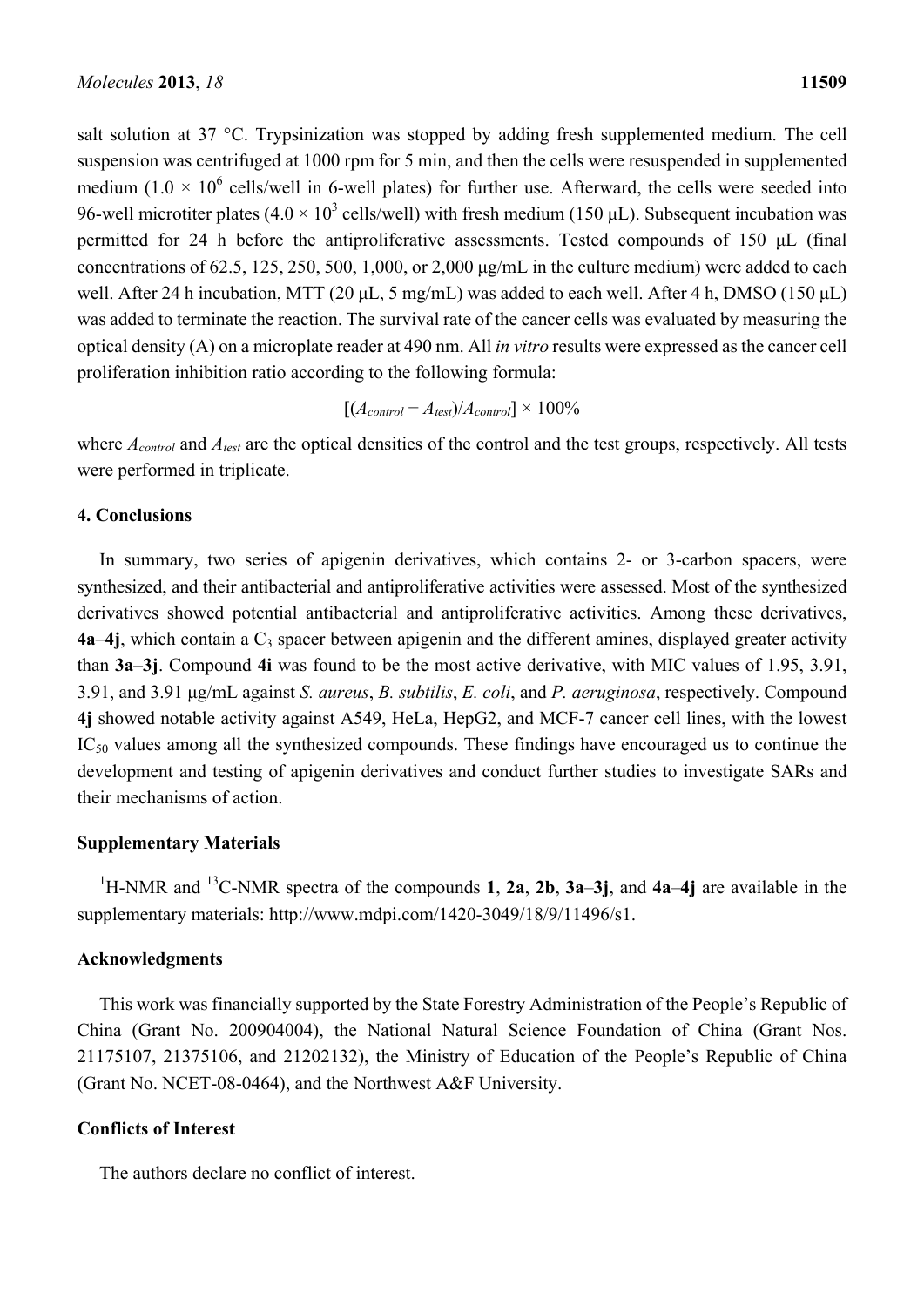salt solution at 37 °C. Trypsinization was stopped by adding fresh supplemented medium. The cell suspension was centrifuged at 1000 rpm for 5 min, and then the cells were resuspended in supplemented medium ($1.0 \times 10^6$ cells/well in 6-well plates) for further use. Afterward, the cells were seeded into 96-well microtiter plates ($4.0 \times 10^3$ cells/well) with fresh medium (150 μL). Subsequent incubation was permitted for 24 h before the antiproliferative assessments. Tested compounds of 150 μL (final concentrations of 62.5, 125, 250, 500, 1,000, or 2,000 μg/mL in the culture medium) were added to each well. After 24 h incubation, MTT (20 μL, 5 mg/mL) was added to each well. After 4 h, DMSO (150 μL) was added to terminate the reaction. The survival rate of the cancer cells was evaluated by measuring the optical density (A) on a microplate reader at 490 nm. All *in vitro* results were expressed as the cancer cell proliferation inhibition ratio according to the following formula:

$$[(A_{control} - A_{test})/A_{control}] \times 100\%$$

where $A_{control}$ and $A_{test}$ are the optical densities of the control and the test groups, respectively. All tests were performed in triplicate.

## 4. Conclusions

In summary, two series of apigenin derivatives, which contains 2- or 3-carbon spacers, were synthesized, and their antibacterial and antiproliferative activities were assessed. Most of the synthesized derivatives showed potential antibacterial and antiproliferative activities. Among these derivatives, **4a**–**4j**, which contain a $C_3$ spacer between apigenin and the different amines, displayed greater activity than **3a**–**3j**. Compound **4i** was found to be the most active derivative, with MIC values of 1.95, 3.91, 3.91, and 3.91 μg/mL against *S. aureus*, *B. subtilis*, *E. coli*, and *P. aeruginosa*, respectively. Compound **4j** showed notable activity against A549, HeLa, HepG2, and MCF-7 cancer cell lines, with the lowest $IC_{50}$ values among all the synthesized compounds. These findings have encouraged us to continue the development and testing of apigenin derivatives and conduct further studies to investigate SARs and their mechanisms of action.

## Supplementary Materials

$^1$H-NMR and $^{13}$C-NMR spectra of the compounds **1**, **2a**, **2b**, **3a**–**3j**, and **4a**–**4j** are available in the supplementary materials: http://www.mdpi.com/1420-3049/18/9/11496/s1.

## Acknowledgments

This work was financially supported by the State Forestry Administration of the People's Republic of China (Grant No. 200904004), the National Natural Science Foundation of China (Grant Nos. 21175107, 21375106, and 21202132), the Ministry of Education of the People's Republic of China (Grant No. NCET-08-0464), and the Northwest A&F University.

## Conflicts of Interest

The authors declare no conflict of interest.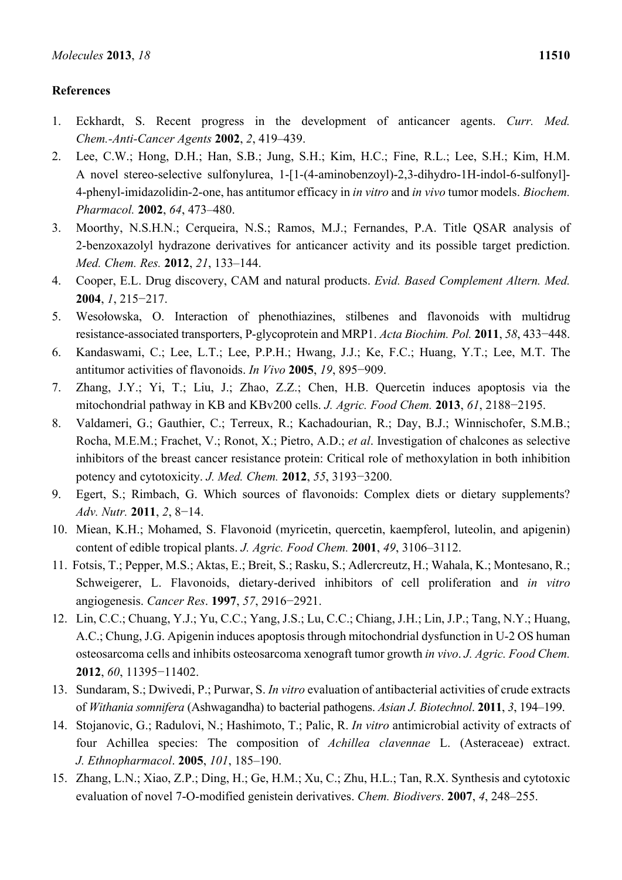## References

1. Eckhardt, S. Recent progress in the development of anticancer agents. *Curr. Med. Chem.-Anti-Cancer Agents* **2002**, *2*, 419–439.
2. Lee, C.W.; Hong, D.H.; Han, S.B.; Jung, S.H.; Kim, H.C.; Fine, R.L.; Lee, S.H.; Kim, H.M. A novel stereo-selective sulfonylurea, 1-[1-(4-aminobenzoyl)-2,3-dihydro-1H-indol-6-sulfonyl]-4-phenyl-imidazolidin-2-one, has antitumor efficacy in *in vitro* and *in vivo* tumor models. *Biochem. Pharmacol.* **2002**, *64*, 473–480.
3. Moorthy, N.S.H.N.; Cerqueira, N.S.; Ramos, M.J.; Fernandes, P.A. Title QSAR analysis of 2-benzoxazolyl hydrazone derivatives for anticancer activity and its possible target prediction. *Med. Chem. Res.* **2012**, *21*, 133–144.
4. Cooper, E.L. Drug discovery, CAM and natural products. *Evid. Based Complement Altern. Med.* **2004**, *1*, 215−217.
5. Wesołowska, O. Interaction of phenothiazines, stilbenes and flavonoids with multidrug resistance-associated transporters, P-glycoprotein and MRP1. *Acta Biochim. Pol.* **2011**, *58*, 433−448.
6. Kandaswami, C.; Lee, L.T.; Lee, P.P.H.; Hwang, J.J.; Ke, F.C.; Huang, Y.T.; Lee, M.T. The antitumor activities of flavonoids. *In Vivo* **2005**, *19*, 895−909.
7. Zhang, J.Y.; Yi, T.; Liu, J.; Zhao, Z.Z.; Chen, H.B. Quercetin induces apoptosis via the mitochondrial pathway in KB and KBv200 cells. *J. Agric. Food Chem.* **2013**, *61*, 2188−2195.
8. Valdameri, G.; Gauthier, C.; Terreux, R.; Kachadourian, R.; Day, B.J.; Winnischofer, S.M.B.; Rocha, M.E.M.; Frachet, V.; Ronot, X.; Pietro, A.D.; *et al*. Investigation of chalcones as selective inhibitors of the breast cancer resistance protein: Critical role of methoxylation in both inhibition potency and cytotoxicity. *J. Med. Chem.* **2012**, *55*, 3193−3200.
9. Egert, S.; Rimbach, G. Which sources of flavonoids: Complex diets or dietary supplements? *Adv. Nutr.* **2011**, *2*, 8−14.
10. Miean, K.H.; Mohamed, S. Flavonoid (myricetin, quercetin, kaempferol, luteolin, and apigenin) content of edible tropical plants. *J. Agric. Food Chem.* **2001**, *49*, 3106–3112.
11. Fotsis, T.; Pepper, M.S.; Aktas, E.; Breit, S.; Rasku, S.; Adlercreutz, H.; Wahala, K.; Montesano, R.; Schweigerer, L. Flavonoids, dietary-derived inhibitors of cell proliferation and *in vitro* angiogenesis. *Cancer Res*. **1997**, *57*, 2916−2921.
12. Lin, C.C.; Chuang, Y.J.; Yu, C.C.; Yang, J.S.; Lu, C.C.; Chiang, J.H.; Lin, J.P.; Tang, N.Y.; Huang, A.C.; Chung, J.G. Apigenin induces apoptosis through mitochondrial dysfunction in U-2 OS human osteosarcoma cells and inhibits osteosarcoma xenograft tumor growth *in vivo*. *J. Agric. Food Chem.* **2012**, *60*, 11395−11402.
13. Sundaram, S.; Dwivedi, P.; Purwar, S. *In vitro* evaluation of antibacterial activities of crude extracts of *Withania somnifera* (Ashwagandha) to bacterial pathogens. *Asian J. Biotechnol*. **2011**, *3*, 194–199.
14. Stojanovic, G.; Radulovi, N.; Hashimoto, T.; Palic, R. *In vitro* antimicrobial activity of extracts of four Achillea species: The composition of *Achillea clavennae* L. (Asteraceae) extract. *J. Ethnopharmacol*. **2005**, *101*, 185–190.
15. Zhang, L.N.; Xiao, Z.P.; Ding, H.; Ge, H.M.; Xu, C.; Zhu, H.L.; Tan, R.X. Synthesis and cytotoxic evaluation of novel 7-O-modified genistein derivatives. *Chem. Biodivers*. **2007**, *4*, 248–255.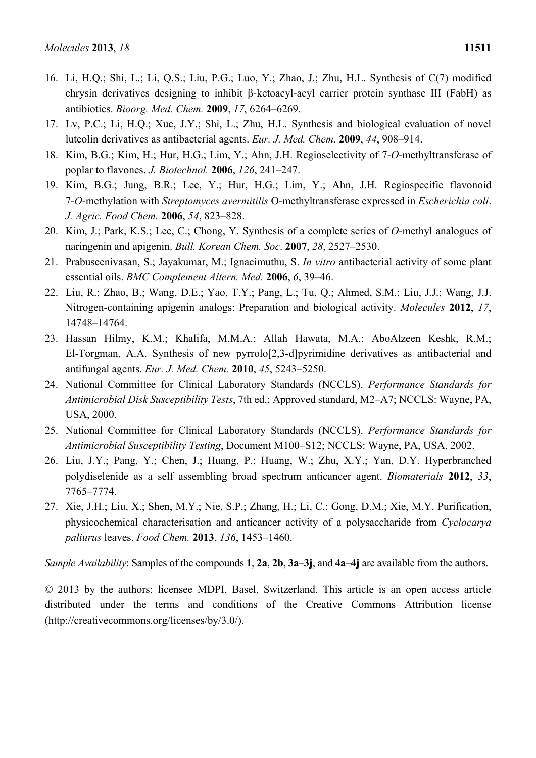16. Li, H.Q.; Shi, L.; Li, Q.S.; Liu, P.G.; Luo, Y.; Zhao, J.; Zhu, H.L. Synthesis of C(7) modified chrysin derivatives designing to inhibit β-ketoacyl-acyl carrier protein synthase III (FabH) as antibiotics. *Bioorg. Med. Chem.* **2009**, *17*, 6264–6269.
17. Lv, P.C.; Li, H.Q.; Xue, J.Y.; Shi, L.; Zhu, H.L. Synthesis and biological evaluation of novel luteolin derivatives as antibacterial agents. *Eur. J. Med. Chem.* **2009**, *44*, 908–914.
18. Kim, B.G.; Kim, H.; Hur, H.G.; Lim, Y.; Ahn, J.H. Regioselectivity of 7-*O*-methyltransferase of poplar to flavones. *J. Biotechnol.* **2006**, *126*, 241–247.
19. Kim, B.G.; Jung, B.R.; Lee, Y.; Hur, H.G.; Lim, Y.; Ahn, J.H. Regiospecific flavonoid 7-*O*-methylation with *Streptomyces avermitilis* O-methyltransferase expressed in *Escherichia coli*. *J. Agric. Food Chem.* **2006**, *54*, 823–828.
20. Kim, J.; Park, K.S.; Lee, C.; Chong, Y. Synthesis of a complete series of *O*-methyl analogues of naringenin and apigenin. *Bull. Korean Chem. Soc*. **2007**, *28*, 2527–2530.
21. Prabuseenivasan, S.; Jayakumar, M.; Ignacimuthu, S. *In vitro* antibacterial activity of some plant essential oils. *BMC Complement Altern. Med.* **2006**, *6*, 39–46.
22. Liu, R.; Zhao, B.; Wang, D.E.; Yao, T.Y.; Pang, L.; Tu, Q.; Ahmed, S.M.; Liu, J.J.; Wang, J.J. Nitrogen-containing apigenin analogs: Preparation and biological activity. *Molecules* **2012**, *17*, 14748–14764.
23. Hassan Hilmy, K.M.; Khalifa, M.M.A.; Allah Hawata, M.A.; AboAlzeen Keshk, R.M.; El-Torgman, A.A. Synthesis of new pyrrolo[2,3-d]pyrimidine derivatives as antibacterial and antifungal agents. *Eur. J. Med. Chem.* **2010**, *45*, 5243–5250.
24. National Committee for Clinical Laboratory Standards (NCCLS). *Performance Standards for Antimicrobial Disk Susceptibility Tests*, 7th ed.; Approved standard, M2–A7; NCCLS: Wayne, PA, USA, 2000.
25. National Committee for Clinical Laboratory Standards (NCCLS). *Performance Standards for Antimicrobial Susceptibility Testing*, Document M100–S12; NCCLS: Wayne, PA, USA, 2002.
26. Liu, J.Y.; Pang, Y.; Chen, J.; Huang, P.; Huang, W.; Zhu, X.Y.; Yan, D.Y. Hyperbranched polydiselenide as a self assembling broad spectrum anticancer agent. *Biomaterials* **2012**, *33*, 7765–7774.
27. Xie, J.H.; Liu, X.; Shen, M.Y.; Nie, S.P.; Zhang, H.; Li, C.; Gong, D.M.; Xie, M.Y. Purification, physicochemical characterisation and anticancer activity of a polysaccharide from *Cyclocarya paliurus* leaves. *Food Chem.* **2013**, *136*, 1453–1460.

*Sample Availability*: Samples of the compounds **1**, **2a**, **2b**, **3a**–**3j**, and **4a**–**4j** are available from the authors.

© 2013 by the authors; licensee MDPI, Basel, Switzerland. This article is an open access article distributed under the terms and conditions of the Creative Commons Attribution license (http://creativecommons.org/licenses/by/3.0/).